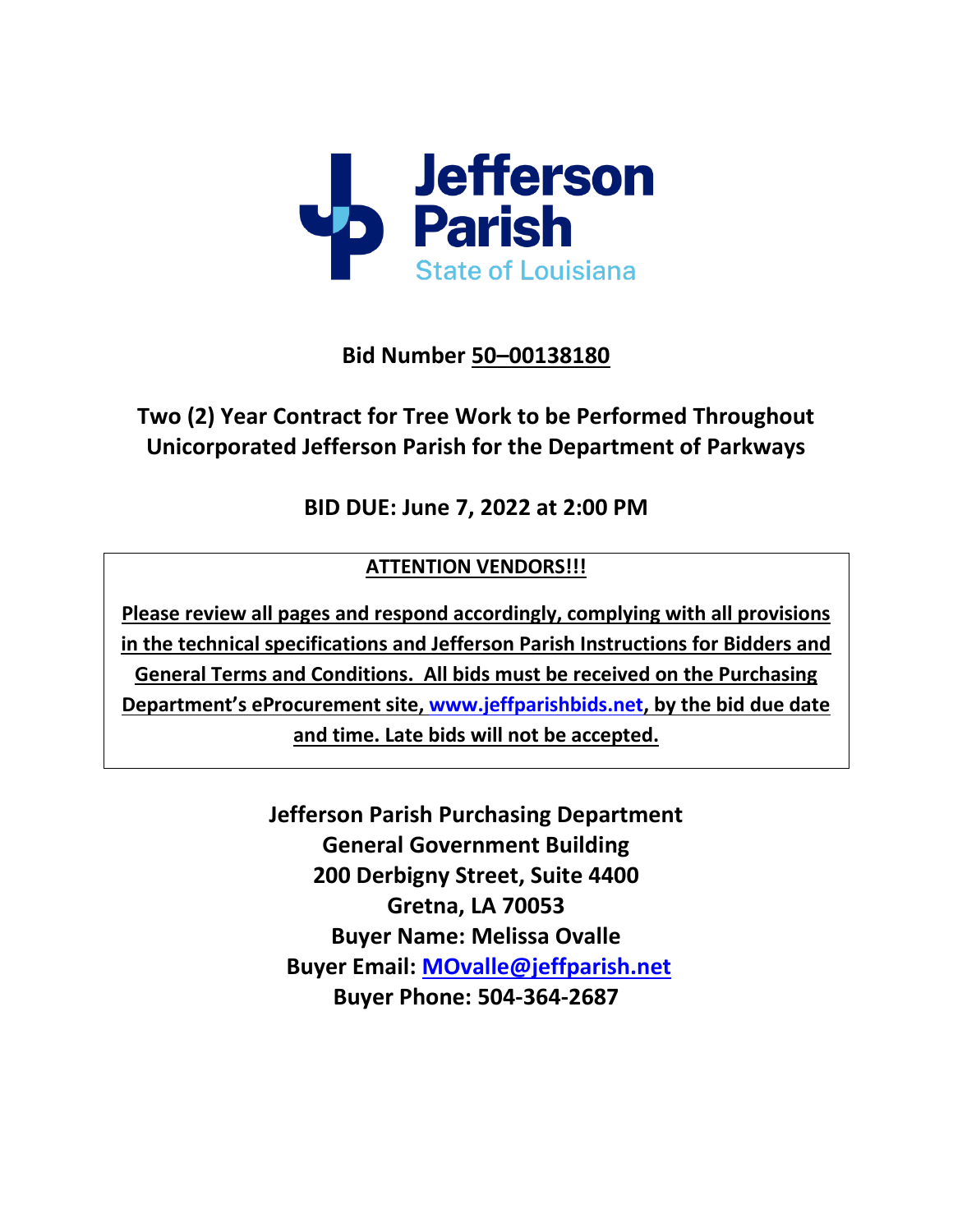Jefferson Parish
State of Louisiana

**Bid Number 50–00138180**

# Two (2) Year Contract for Tree Work to be Performed Throughout Unicorporated Jefferson Parish for the Department of Parkways

**BID DUE: June 7, 2022 at 2:00 PM**

**ATTENTION VENDORS!!!**

**Please review all pages and respond accordingly, complying with all provisions in the technical specifications and Jefferson Parish Instructions for Bidders and General Terms and Conditions. All bids must be received on the Purchasing Department's eProcurement site, www.jeffparishbids.net, by the bid due date and time. Late bids will not be accepted.**

**Jefferson Parish Purchasing Department**
**General Government Building**
**200 Derbigny Street, Suite 4400**
**Gretna, LA 70053**
**Buyer Name: Melissa Ovalle**
**Buyer Email: MOvalle@jeffparish.net**
**Buyer Phone: 504-364-2687**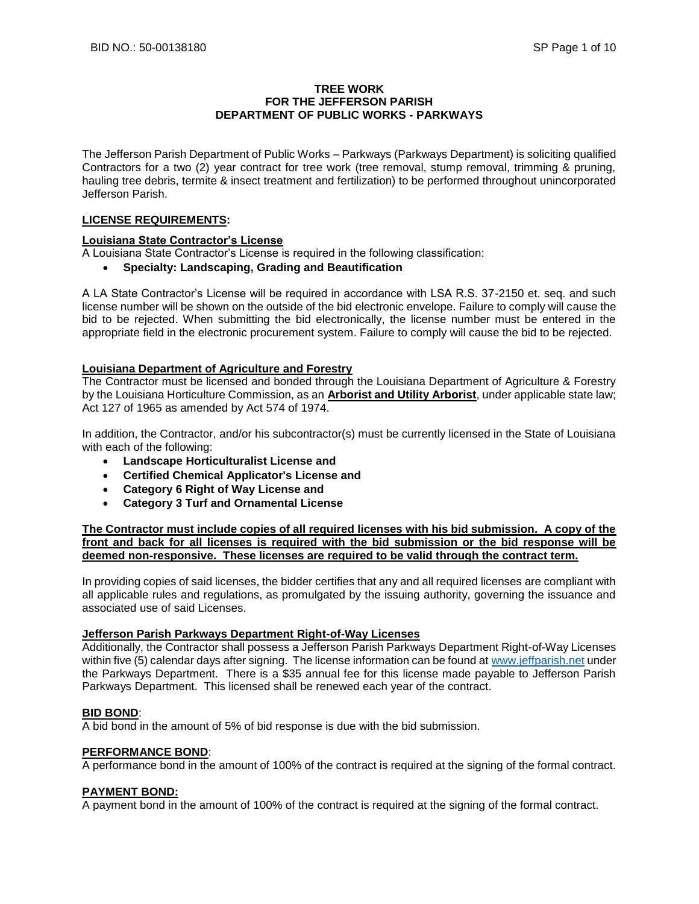# TREE WORK
# FOR THE JEFFERSON PARISH
# DEPARTMENT OF PUBLIC WORKS - PARKWAYS

The Jefferson Parish Department of Public Works – Parkways (Parkways Department) is soliciting qualified Contractors for a two (2) year contract for tree work (tree removal, stump removal, trimming & pruning, hauling tree debris, termite & insect treatment and fertilization) to be performed throughout unincorporated Jefferson Parish.

## LICENSE REQUIREMENTS:

### Louisiana State Contractor's License

A Louisiana State Contractor's License is required in the following classification:

- **Specialty: Landscaping, Grading and Beautification**

A LA State Contractor's License will be required in accordance with LSA R.S. 37-2150 et. seq. and such license number will be shown on the outside of the bid electronic envelope. Failure to comply will cause the bid to be rejected. When submitting the bid electronically, the license number must be entered in the appropriate field in the electronic procurement system. Failure to comply will cause the bid to be rejected.

### Louisiana Department of Agriculture and Forestry

The Contractor must be licensed and bonded through the Louisiana Department of Agriculture & Forestry by the Louisiana Horticulture Commission, as an **Arborist and Utility Arborist**, under applicable state law; Act 127 of 1965 as amended by Act 574 of 1974.

In addition, the Contractor, and/or his subcontractor(s) must be currently licensed in the State of Louisiana with each of the following:

- **Landscape Horticulturalist License and**
- **Certified Chemical Applicator's License and**
- **Category 6 Right of Way License and**
- **Category 3 Turf and Ornamental License**

**The Contractor must include copies of all required licenses with his bid submission. A copy of the front and back for all licenses is required with the bid submission or the bid response will be deemed non-responsive. These licenses are required to be valid through the contract term.**

In providing copies of said licenses, the bidder certifies that any and all required licenses are compliant with all applicable rules and regulations, as promulgated by the issuing authority, governing the issuance and associated use of said Licenses.

### Jefferson Parish Parkways Department Right-of-Way Licenses

Additionally, the Contractor shall possess a Jefferson Parish Parkways Department Right-of-Way Licenses within five (5) calendar days after signing. The license information can be found at www.jeffparish.net under the Parkways Department. There is a $35 annual fee for this license made payable to Jefferson Parish Parkways Department. This licensed shall be renewed each year of the contract.

## BID BOND:

A bid bond in the amount of 5% of bid response is due with the bid submission.

## PERFORMANCE BOND:

A performance bond in the amount of 100% of the contract is required at the signing of the formal contract.

## PAYMENT BOND:

A payment bond in the amount of 100% of the contract is required at the signing of the formal contract.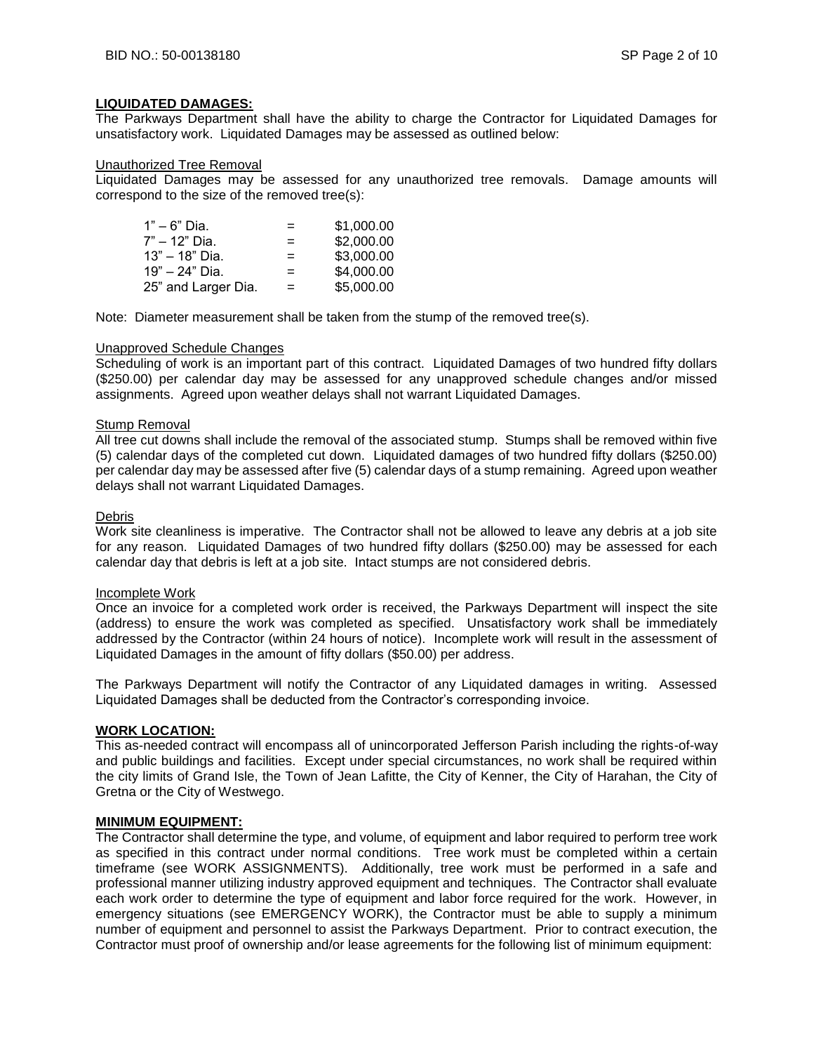## LIQUIDATED DAMAGES:

The Parkways Department shall have the ability to charge the Contractor for Liquidated Damages for unsatisfactory work. Liquidated Damages may be assessed as outlined below:

Unauthorized Tree Removal

Liquidated Damages may be assessed for any unauthorized tree removals. Damage amounts will correspond to the size of the removed tree(s):

| | | |
|---|---|---|
| 1" – 6" Dia. | = | $1,000.00 |
| 7" – 12" Dia. | = | $2,000.00 |
| 13" – 18" Dia. | = | $3,000.00 |
| 19" – 24" Dia. | = | $4,000.00 |
| 25" and Larger Dia. | = | $5,000.00 |

Note: Diameter measurement shall be taken from the stump of the removed tree(s).

Unapproved Schedule Changes

Scheduling of work is an important part of this contract. Liquidated Damages of two hundred fifty dollars ($250.00) per calendar day may be assessed for any unapproved schedule changes and/or missed assignments. Agreed upon weather delays shall not warrant Liquidated Damages.

Stump Removal

All tree cut downs shall include the removal of the associated stump. Stumps shall be removed within five (5) calendar days of the completed cut down. Liquidated damages of two hundred fifty dollars ($250.00) per calendar day may be assessed after five (5) calendar days of a stump remaining. Agreed upon weather delays shall not warrant Liquidated Damages.

Debris

Work site cleanliness is imperative. The Contractor shall not be allowed to leave any debris at a job site for any reason. Liquidated Damages of two hundred fifty dollars ($250.00) may be assessed for each calendar day that debris is left at a job site. Intact stumps are not considered debris.

Incomplete Work

Once an invoice for a completed work order is received, the Parkways Department will inspect the site (address) to ensure the work was completed as specified. Unsatisfactory work shall be immediately addressed by the Contractor (within 24 hours of notice). Incomplete work will result in the assessment of Liquidated Damages in the amount of fifty dollars ($50.00) per address.

The Parkways Department will notify the Contractor of any Liquidated damages in writing. Assessed Liquidated Damages shall be deducted from the Contractor's corresponding invoice.

## WORK LOCATION:

This as-needed contract will encompass all of unincorporated Jefferson Parish including the rights-of-way and public buildings and facilities. Except under special circumstances, no work shall be required within the city limits of Grand Isle, the Town of Jean Lafitte, the City of Kenner, the City of Harahan, the City of Gretna or the City of Westwego.

## MINIMUM EQUIPMENT:

The Contractor shall determine the type, and volume, of equipment and labor required to perform tree work as specified in this contract under normal conditions. Tree work must be completed within a certain timeframe (see WORK ASSIGNMENTS). Additionally, tree work must be performed in a safe and professional manner utilizing industry approved equipment and techniques. The Contractor shall evaluate each work order to determine the type of equipment and labor force required for the work. However, in emergency situations (see EMERGENCY WORK), the Contractor must be able to supply a minimum number of equipment and personnel to assist the Parkways Department. Prior to contract execution, the Contractor must proof of ownership and/or lease agreements for the following list of minimum equipment: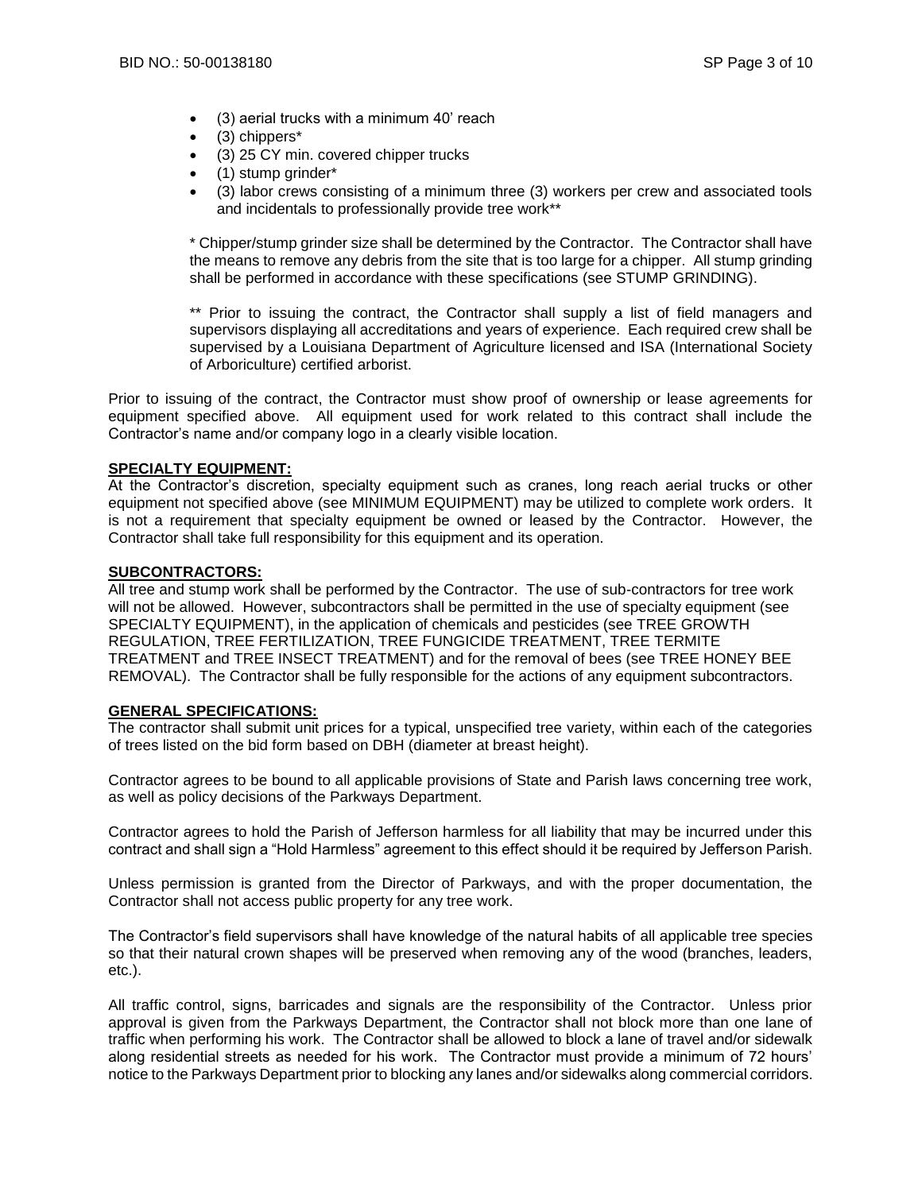- (3) aerial trucks with a minimum 40' reach
- (3) chippers*
- (3) 25 CY min. covered chipper trucks
- (1) stump grinder*
- (3) labor crews consisting of a minimum three (3) workers per crew and associated tools and incidentals to professionally provide tree work**

\* Chipper/stump grinder size shall be determined by the Contractor. The Contractor shall have the means to remove any debris from the site that is too large for a chipper. All stump grinding shall be performed in accordance with these specifications (see STUMP GRINDING).

\*\* Prior to issuing the contract, the Contractor shall supply a list of field managers and supervisors displaying all accreditations and years of experience. Each required crew shall be supervised by a Louisiana Department of Agriculture licensed and ISA (International Society of Arboriculture) certified arborist.

Prior to issuing of the contract, the Contractor must show proof of ownership or lease agreements for equipment specified above. All equipment used for work related to this contract shall include the Contractor's name and/or company logo in a clearly visible location.

**SPECIALTY EQUIPMENT:**

At the Contractor's discretion, specialty equipment such as cranes, long reach aerial trucks or other equipment not specified above (see MINIMUM EQUIPMENT) may be utilized to complete work orders. It is not a requirement that specialty equipment be owned or leased by the Contractor. However, the Contractor shall take full responsibility for this equipment and its operation.

**SUBCONTRACTORS:**

All tree and stump work shall be performed by the Contractor. The use of sub-contractors for tree work will not be allowed. However, subcontractors shall be permitted in the use of specialty equipment (see SPECIALTY EQUIPMENT), in the application of chemicals and pesticides (see TREE GROWTH REGULATION, TREE FERTILIZATION, TREE FUNGICIDE TREATMENT, TREE TERMITE TREATMENT and TREE INSECT TREATMENT) and for the removal of bees (see TREE HONEY BEE REMOVAL). The Contractor shall be fully responsible for the actions of any equipment subcontractors.

**GENERAL SPECIFICATIONS:**

The contractor shall submit unit prices for a typical, unspecified tree variety, within each of the categories of trees listed on the bid form based on DBH (diameter at breast height).

Contractor agrees to be bound to all applicable provisions of State and Parish laws concerning tree work, as well as policy decisions of the Parkways Department.

Contractor agrees to hold the Parish of Jefferson harmless for all liability that may be incurred under this contract and shall sign a "Hold Harmless" agreement to this effect should it be required by Jefferson Parish.

Unless permission is granted from the Director of Parkways, and with the proper documentation, the Contractor shall not access public property for any tree work.

The Contractor's field supervisors shall have knowledge of the natural habits of all applicable tree species so that their natural crown shapes will be preserved when removing any of the wood (branches, leaders, etc.).

All traffic control, signs, barricades and signals are the responsibility of the Contractor. Unless prior approval is given from the Parkways Department, the Contractor shall not block more than one lane of traffic when performing his work. The Contractor shall be allowed to block a lane of travel and/or sidewalk along residential streets as needed for his work. The Contractor must provide a minimum of 72 hours' notice to the Parkways Department prior to blocking any lanes and/or sidewalks along commercial corridors.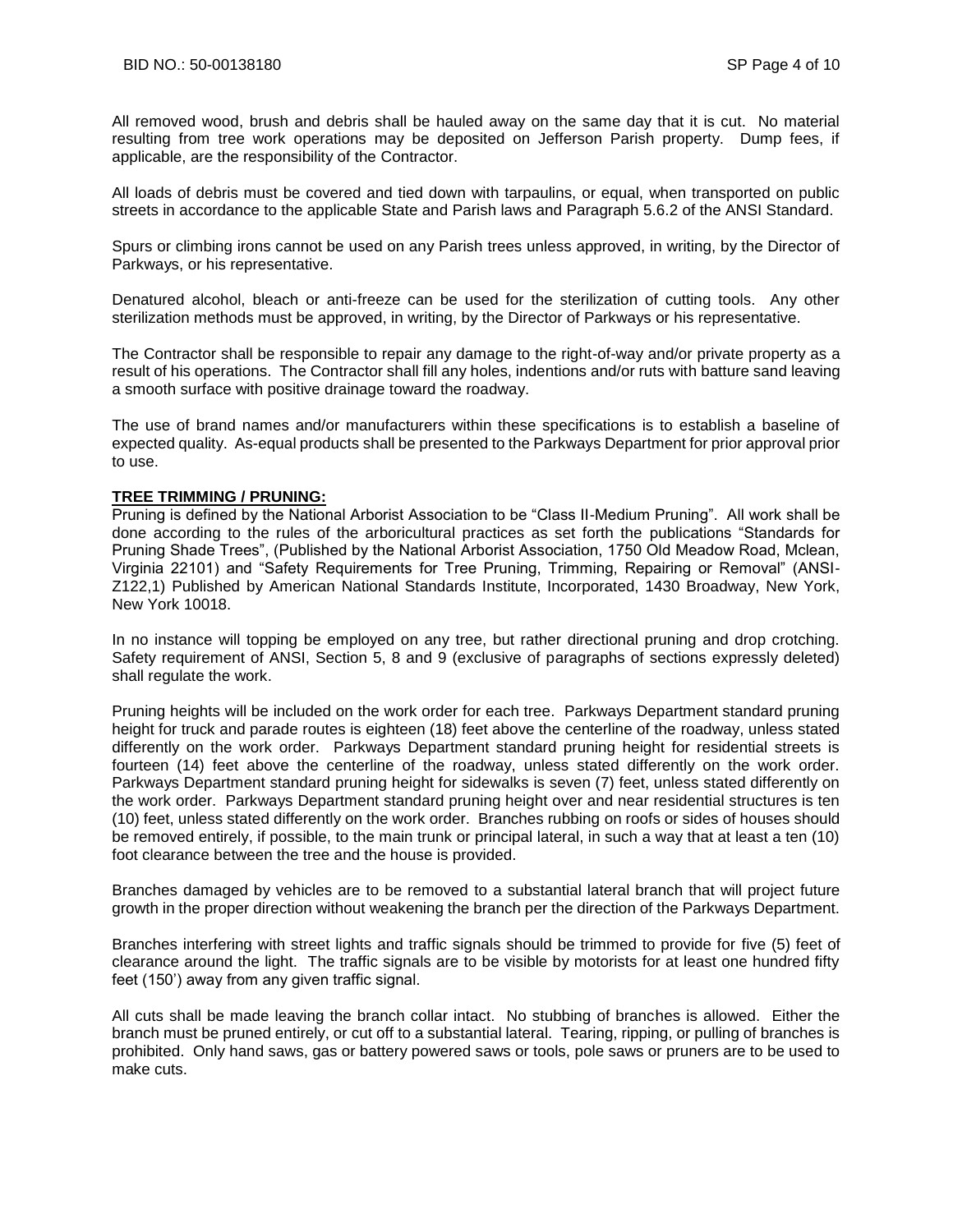All removed wood, brush and debris shall be hauled away on the same day that it is cut. No material resulting from tree work operations may be deposited on Jefferson Parish property. Dump fees, if applicable, are the responsibility of the Contractor.

All loads of debris must be covered and tied down with tarpaulins, or equal, when transported on public streets in accordance to the applicable State and Parish laws and Paragraph 5.6.2 of the ANSI Standard.

Spurs or climbing irons cannot be used on any Parish trees unless approved, in writing, by the Director of Parkways, or his representative.

Denatured alcohol, bleach or anti-freeze can be used for the sterilization of cutting tools. Any other sterilization methods must be approved, in writing, by the Director of Parkways or his representative.

The Contractor shall be responsible to repair any damage to the right-of-way and/or private property as a result of his operations. The Contractor shall fill any holes, indentions and/or ruts with batture sand leaving a smooth surface with positive drainage toward the roadway.

The use of brand names and/or manufacturers within these specifications is to establish a baseline of expected quality. As-equal products shall be presented to the Parkways Department for prior approval prior to use.

**TREE TRIMMING / PRUNING:**

Pruning is defined by the National Arborist Association to be "Class II-Medium Pruning". All work shall be done according to the rules of the arboricultural practices as set forth the publications "Standards for Pruning Shade Trees", (Published by the National Arborist Association, 1750 Old Meadow Road, Mclean, Virginia 22101) and "Safety Requirements for Tree Pruning, Trimming, Repairing or Removal" (ANSI-Z122,1) Published by American National Standards Institute, Incorporated, 1430 Broadway, New York, New York 10018.

In no instance will topping be employed on any tree, but rather directional pruning and drop crotching. Safety requirement of ANSI, Section 5, 8 and 9 (exclusive of paragraphs of sections expressly deleted) shall regulate the work.

Pruning heights will be included on the work order for each tree. Parkways Department standard pruning height for truck and parade routes is eighteen (18) feet above the centerline of the roadway, unless stated differently on the work order. Parkways Department standard pruning height for residential streets is fourteen (14) feet above the centerline of the roadway, unless stated differently on the work order. Parkways Department standard pruning height for sidewalks is seven (7) feet, unless stated differently on the work order. Parkways Department standard pruning height over and near residential structures is ten (10) feet, unless stated differently on the work order. Branches rubbing on roofs or sides of houses should be removed entirely, if possible, to the main trunk or principal lateral, in such a way that at least a ten (10) foot clearance between the tree and the house is provided.

Branches damaged by vehicles are to be removed to a substantial lateral branch that will project future growth in the proper direction without weakening the branch per the direction of the Parkways Department.

Branches interfering with street lights and traffic signals should be trimmed to provide for five (5) feet of clearance around the light. The traffic signals are to be visible by motorists for at least one hundred fifty feet (150') away from any given traffic signal.

All cuts shall be made leaving the branch collar intact. No stubbing of branches is allowed. Either the branch must be pruned entirely, or cut off to a substantial lateral. Tearing, ripping, or pulling of branches is prohibited. Only hand saws, gas or battery powered saws or tools, pole saws or pruners are to be used to make cuts.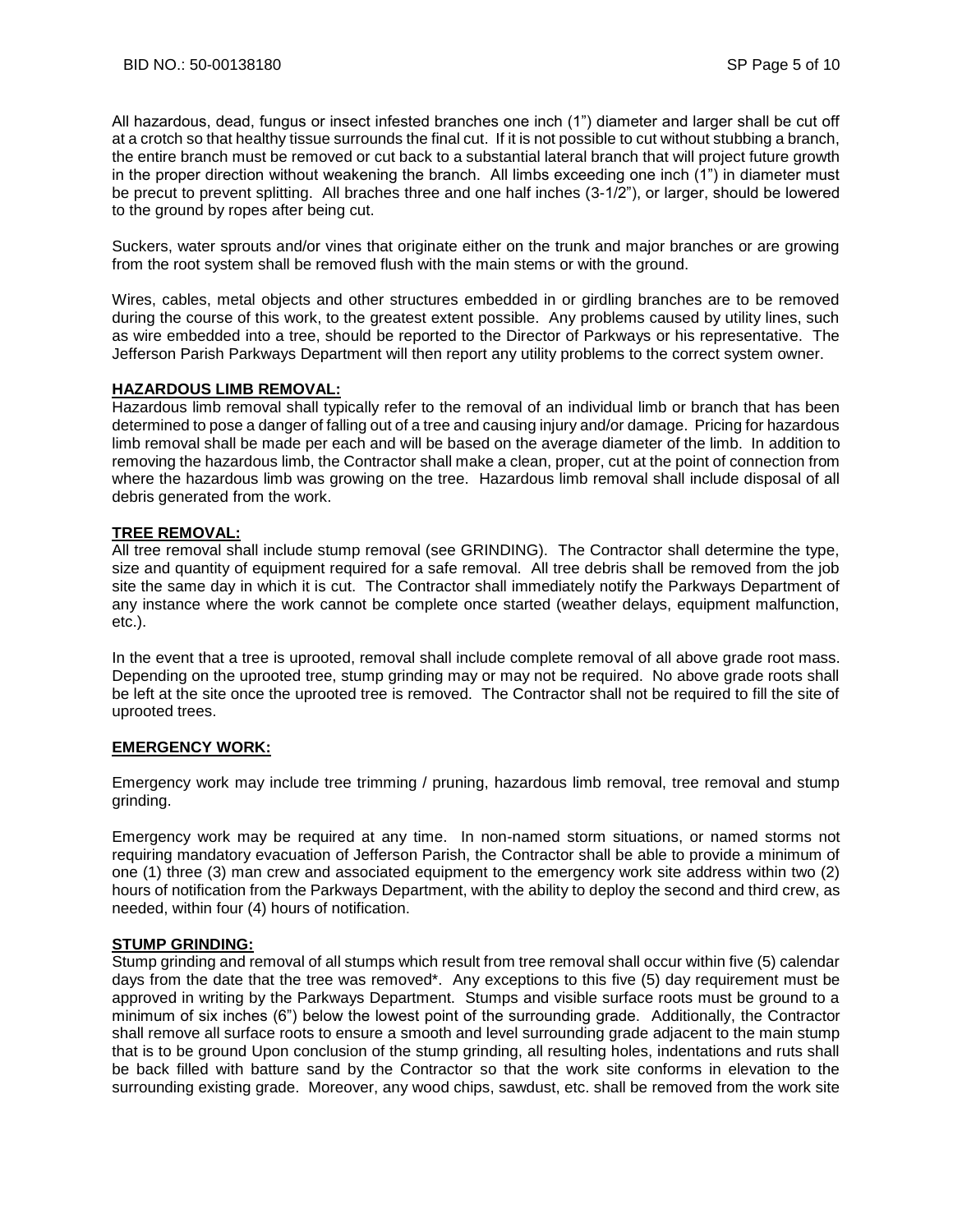All hazardous, dead, fungus or insect infested branches one inch (1") diameter and larger shall be cut off at a crotch so that healthy tissue surrounds the final cut. If it is not possible to cut without stubbing a branch, the entire branch must be removed or cut back to a substantial lateral branch that will project future growth in the proper direction without weakening the branch. All limbs exceeding one inch (1") in diameter must be precut to prevent splitting. All braches three and one half inches (3-1/2"), or larger, should be lowered to the ground by ropes after being cut.

Suckers, water sprouts and/or vines that originate either on the trunk and major branches or are growing from the root system shall be removed flush with the main stems or with the ground.

Wires, cables, metal objects and other structures embedded in or girdling branches are to be removed during the course of this work, to the greatest extent possible. Any problems caused by utility lines, such as wire embedded into a tree, should be reported to the Director of Parkways or his representative. The Jefferson Parish Parkways Department will then report any utility problems to the correct system owner.

**HAZARDOUS LIMB REMOVAL:**

Hazardous limb removal shall typically refer to the removal of an individual limb or branch that has been determined to pose a danger of falling out of a tree and causing injury and/or damage. Pricing for hazardous limb removal shall be made per each and will be based on the average diameter of the limb. In addition to removing the hazardous limb, the Contractor shall make a clean, proper, cut at the point of connection from where the hazardous limb was growing on the tree. Hazardous limb removal shall include disposal of all debris generated from the work.

**TREE REMOVAL:**

All tree removal shall include stump removal (see GRINDING). The Contractor shall determine the type, size and quantity of equipment required for a safe removal. All tree debris shall be removed from the job site the same day in which it is cut. The Contractor shall immediately notify the Parkways Department of any instance where the work cannot be complete once started (weather delays, equipment malfunction, etc.).

In the event that a tree is uprooted, removal shall include complete removal of all above grade root mass. Depending on the uprooted tree, stump grinding may or may not be required. No above grade roots shall be left at the site once the uprooted tree is removed. The Contractor shall not be required to fill the site of uprooted trees.

**EMERGENCY WORK:**

Emergency work may include tree trimming / pruning, hazardous limb removal, tree removal and stump grinding.

Emergency work may be required at any time. In non-named storm situations, or named storms not requiring mandatory evacuation of Jefferson Parish, the Contractor shall be able to provide a minimum of one (1) three (3) man crew and associated equipment to the emergency work site address within two (2) hours of notification from the Parkways Department, with the ability to deploy the second and third crew, as needed, within four (4) hours of notification.

**STUMP GRINDING:**

Stump grinding and removal of all stumps which result from tree removal shall occur within five (5) calendar days from the date that the tree was removed*. Any exceptions to this five (5) day requirement must be approved in writing by the Parkways Department. Stumps and visible surface roots must be ground to a minimum of six inches (6") below the lowest point of the surrounding grade. Additionally, the Contractor shall remove all surface roots to ensure a smooth and level surrounding grade adjacent to the main stump that is to be ground Upon conclusion of the stump grinding, all resulting holes, indentations and ruts shall be back filled with batture sand by the Contractor so that the work site conforms in elevation to the surrounding existing grade. Moreover, any wood chips, sawdust, etc. shall be removed from the work site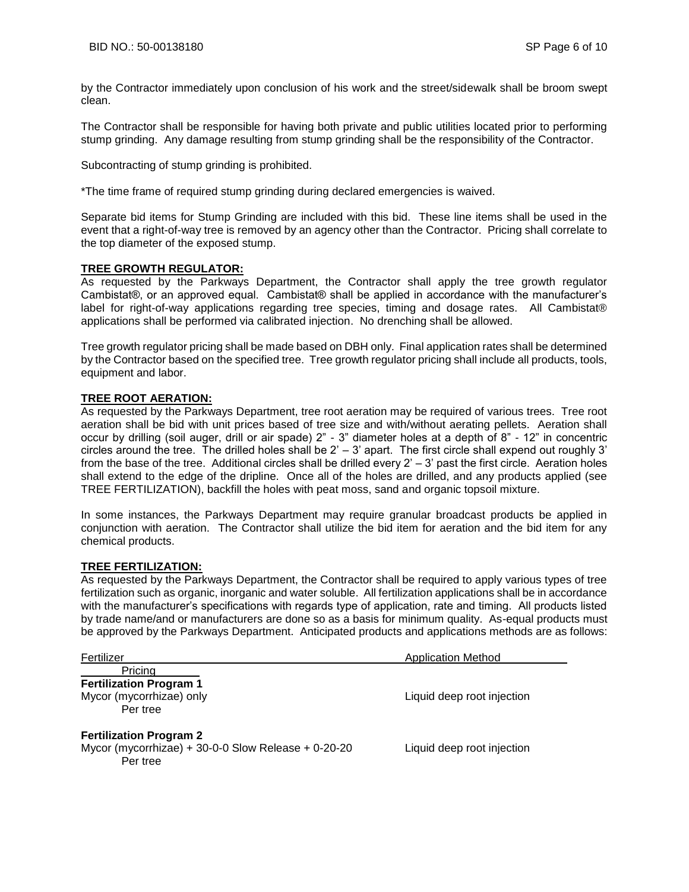by the Contractor immediately upon conclusion of his work and the street/sidewalk shall be broom swept clean.

The Contractor shall be responsible for having both private and public utilities located prior to performing stump grinding. Any damage resulting from stump grinding shall be the responsibility of the Contractor.

Subcontracting of stump grinding is prohibited.

*The time frame of required stump grinding during declared emergencies is waived.

Separate bid items for Stump Grinding are included with this bid. These line items shall be used in the event that a right-of-way tree is removed by an agency other than the Contractor. Pricing shall correlate to the top diameter of the exposed stump.

**TREE GROWTH REGULATOR:**

As requested by the Parkways Department, the Contractor shall apply the tree growth regulator Cambistat®, or an approved equal. Cambistat® shall be applied in accordance with the manufacturer's label for right-of-way applications regarding tree species, timing and dosage rates. All Cambistat® applications shall be performed via calibrated injection. No drenching shall be allowed.

Tree growth regulator pricing shall be made based on DBH only. Final application rates shall be determined by the Contractor based on the specified tree. Tree growth regulator pricing shall include all products, tools, equipment and labor.

**TREE ROOT AERATION:**

As requested by the Parkways Department, tree root aeration may be required of various trees. Tree root aeration shall be bid with unit prices based of tree size and with/without aerating pellets. Aeration shall occur by drilling (soil auger, drill or air spade) 2" - 3" diameter holes at a depth of 8" - 12" in concentric circles around the tree. The drilled holes shall be 2' – 3' apart. The first circle shall expend out roughly 3' from the base of the tree. Additional circles shall be drilled every 2' – 3' past the first circle. Aeration holes shall extend to the edge of the dripline. Once all of the holes are drilled, and any products applied (see TREE FERTILIZATION), backfill the holes with peat moss, sand and organic topsoil mixture.

In some instances, the Parkways Department may require granular broadcast products be applied in conjunction with aeration. The Contractor shall utilize the bid item for aeration and the bid item for any chemical products.

**TREE FERTILIZATION:**

As requested by the Parkways Department, the Contractor shall be required to apply various types of tree fertilization such as organic, inorganic and water soluble. All fertilization applications shall be in accordance with the manufacturer's specifications with regards type of application, rate and timing. All products listed by trade name/and or manufacturers are done so as a basis for minimum quality. As-equal products must be approved by the Parkways Department. Anticipated products and applications methods are as follows:

| Fertilizer | Application Method | Pricing |
|---|---|---|
| **Fertilization Program 1** | | |
| Mycor (mycorrhizae) only | Liquid deep root injection | Per tree |
| **Fertilization Program 2** | | |
| Mycor (mycorrhizae) + 30-0-0 Slow Release + 0-20-20 | Liquid deep root injection | Per tree |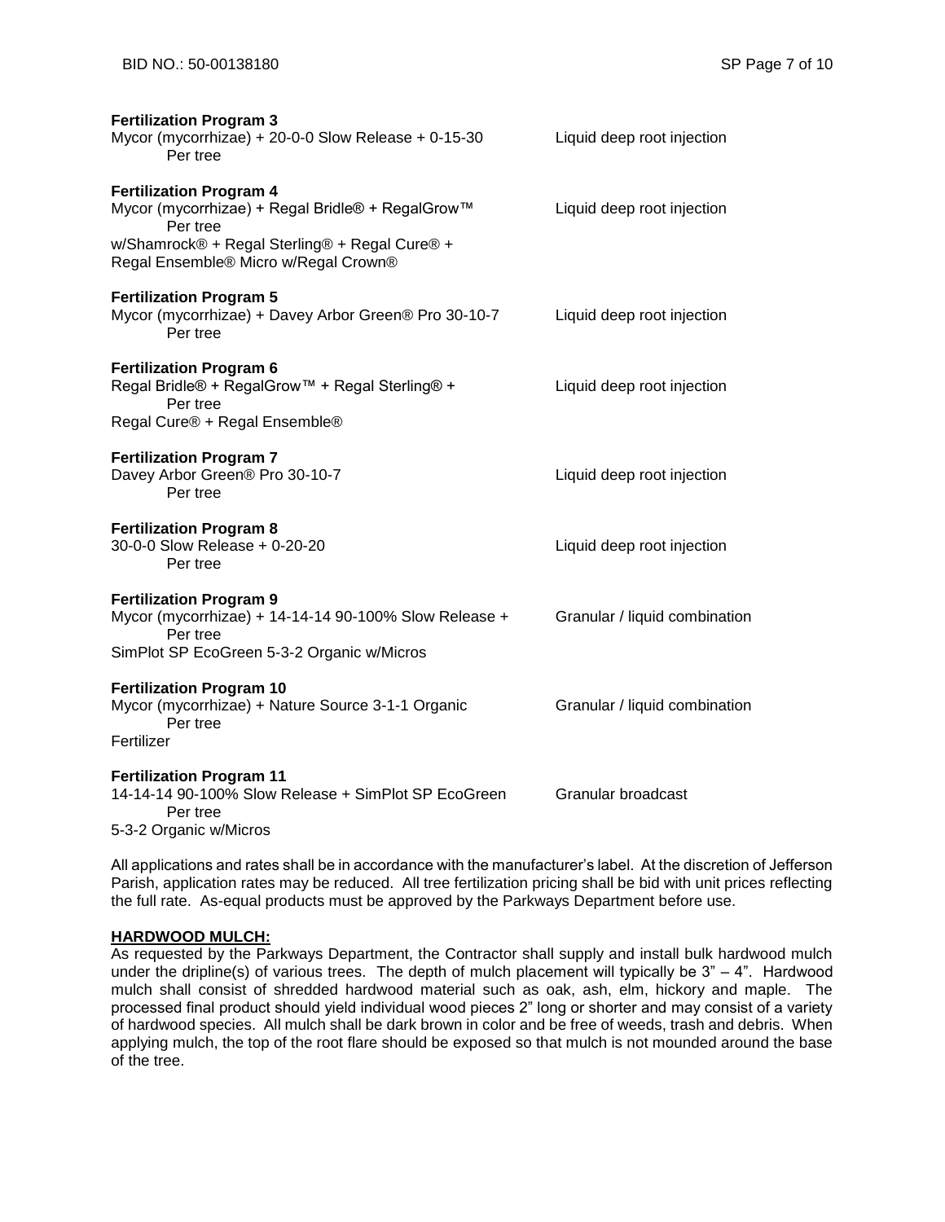**Fertilization Program 3**
Mycor (mycorrhizae) + 20-0-0 Slow Release + 0-15-30 Per tree — Liquid deep root injection

**Fertilization Program 4**
Mycor (mycorrhizae) + Regal Bridle® + RegalGrow™ w/Shamrock® + Regal Sterling® + Regal Cure® + Regal Ensemble® Micro w/Regal Crown® Per tree — Liquid deep root injection

**Fertilization Program 5**
Mycor (mycorrhizae) + Davey Arbor Green® Pro 30-10-7 Per tree — Liquid deep root injection

**Fertilization Program 6**
Regal Bridle® + RegalGrow™ + Regal Sterling® + Regal Cure® + Regal Ensemble® Per tree — Liquid deep root injection

**Fertilization Program 7**
Davey Arbor Green® Pro 30-10-7 Per tree — Liquid deep root injection

**Fertilization Program 8**
30-0-0 Slow Release + 0-20-20 Per tree — Liquid deep root injection

**Fertilization Program 9**
Mycor (mycorrhizae) + 14-14-14 90-100% Slow Release + SimPlot SP EcoGreen 5-3-2 Organic w/Micros Per tree — Granular / liquid combination

**Fertilization Program 10**
Mycor (mycorrhizae) + Nature Source 3-1-1 Organic Fertilizer Per tree — Granular / liquid combination

**Fertilization Program 11**
14-14-14 90-100% Slow Release + SimPlot SP EcoGreen 5-3-2 Organic w/Micros Per tree — Granular broadcast

All applications and rates shall be in accordance with the manufacturer's label. At the discretion of Jefferson Parish, application rates may be reduced. All tree fertilization pricing shall be bid with unit prices reflecting the full rate. As-equal products must be approved by the Parkways Department before use.

**HARDWOOD MULCH:**

As requested by the Parkways Department, the Contractor shall supply and install bulk hardwood mulch under the dripline(s) of various trees. The depth of mulch placement will typically be 3" – 4". Hardwood mulch shall consist of shredded hardwood material such as oak, ash, elm, hickory and maple. The processed final product should yield individual wood pieces 2" long or shorter and may consist of a variety of hardwood species. All mulch shall be dark brown in color and be free of weeds, trash and debris. When applying mulch, the top of the root flare should be exposed so that mulch is not mounded around the base of the tree.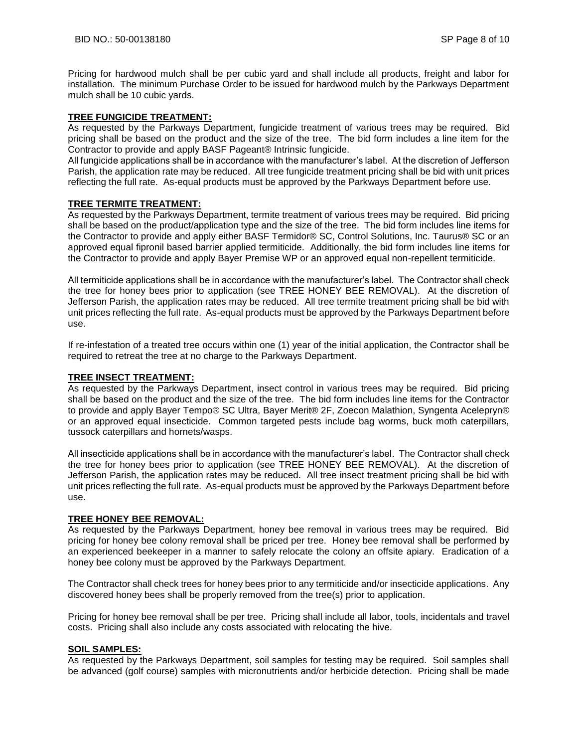Pricing for hardwood mulch shall be per cubic yard and shall include all products, freight and labor for installation. The minimum Purchase Order to be issued for hardwood mulch by the Parkways Department mulch shall be 10 cubic yards.

**TREE FUNGICIDE TREATMENT:**

As requested by the Parkways Department, fungicide treatment of various trees may be required. Bid pricing shall be based on the product and the size of the tree. The bid form includes a line item for the Contractor to provide and apply BASF Pageant® Intrinsic fungicide.

All fungicide applications shall be in accordance with the manufacturer's label. At the discretion of Jefferson Parish, the application rate may be reduced. All tree fungicide treatment pricing shall be bid with unit prices reflecting the full rate. As-equal products must be approved by the Parkways Department before use.

**TREE TERMITE TREATMENT:**

As requested by the Parkways Department, termite treatment of various trees may be required. Bid pricing shall be based on the product/application type and the size of the tree. The bid form includes line items for the Contractor to provide and apply either BASF Termidor® SC, Control Solutions, Inc. Taurus® SC or an approved equal fipronil based barrier applied termiticide. Additionally, the bid form includes line items for the Contractor to provide and apply Bayer Premise WP or an approved equal non-repellent termiticide.

All termiticide applications shall be in accordance with the manufacturer's label. The Contractor shall check the tree for honey bees prior to application (see TREE HONEY BEE REMOVAL). At the discretion of Jefferson Parish, the application rates may be reduced. All tree termite treatment pricing shall be bid with unit prices reflecting the full rate. As-equal products must be approved by the Parkways Department before use.

If re-infestation of a treated tree occurs within one (1) year of the initial application, the Contractor shall be required to retreat the tree at no charge to the Parkways Department.

**TREE INSECT TREATMENT:**

As requested by the Parkways Department, insect control in various trees may be required. Bid pricing shall be based on the product and the size of the tree. The bid form includes line items for the Contractor to provide and apply Bayer Tempo® SC Ultra, Bayer Merit® 2F, Zoecon Malathion, Syngenta Acelepryn® or an approved equal insecticide. Common targeted pests include bag worms, buck moth caterpillars, tussock caterpillars and hornets/wasps.

All insecticide applications shall be in accordance with the manufacturer's label. The Contractor shall check the tree for honey bees prior to application (see TREE HONEY BEE REMOVAL). At the discretion of Jefferson Parish, the application rates may be reduced. All tree insect treatment pricing shall be bid with unit prices reflecting the full rate. As-equal products must be approved by the Parkways Department before use.

**TREE HONEY BEE REMOVAL:**

As requested by the Parkways Department, honey bee removal in various trees may be required. Bid pricing for honey bee colony removal shall be priced per tree. Honey bee removal shall be performed by an experienced beekeeper in a manner to safely relocate the colony an offsite apiary. Eradication of a honey bee colony must be approved by the Parkways Department.

The Contractor shall check trees for honey bees prior to any termiticide and/or insecticide applications. Any discovered honey bees shall be properly removed from the tree(s) prior to application.

Pricing for honey bee removal shall be per tree. Pricing shall include all labor, tools, incidentals and travel costs. Pricing shall also include any costs associated with relocating the hive.

**SOIL SAMPLES:**

As requested by the Parkways Department, soil samples for testing may be required. Soil samples shall be advanced (golf course) samples with micronutrients and/or herbicide detection. Pricing shall be made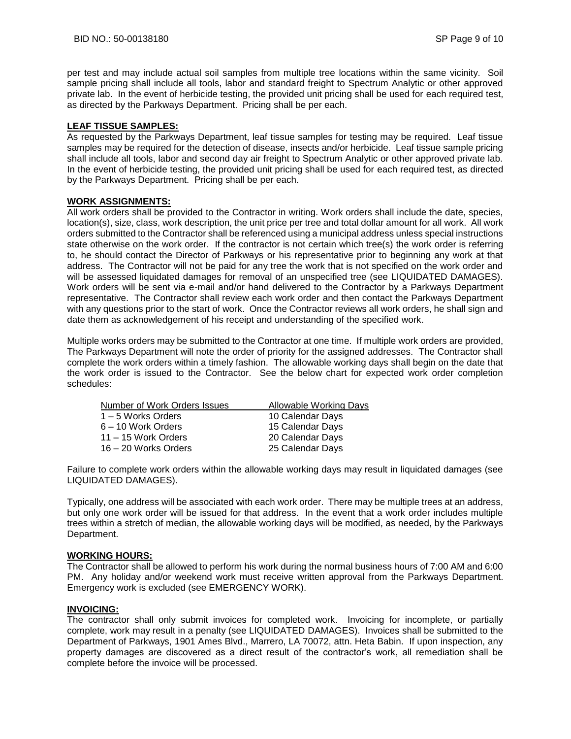per test and may include actual soil samples from multiple tree locations within the same vicinity. Soil sample pricing shall include all tools, labor and standard freight to Spectrum Analytic or other approved private lab. In the event of herbicide testing, the provided unit pricing shall be used for each required test, as directed by the Parkways Department. Pricing shall be per each.

**LEAF TISSUE SAMPLES:**

As requested by the Parkways Department, leaf tissue samples for testing may be required. Leaf tissue samples may be required for the detection of disease, insects and/or herbicide. Leaf tissue sample pricing shall include all tools, labor and second day air freight to Spectrum Analytic or other approved private lab. In the event of herbicide testing, the provided unit pricing shall be used for each required test, as directed by the Parkways Department. Pricing shall be per each.

**WORK ASSIGNMENTS:**

All work orders shall be provided to the Contractor in writing. Work orders shall include the date, species, location(s), size, class, work description, the unit price per tree and total dollar amount for all work. All work orders submitted to the Contractor shall be referenced using a municipal address unless special instructions state otherwise on the work order. If the contractor is not certain which tree(s) the work order is referring to, he should contact the Director of Parkways or his representative prior to beginning any work at that address. The Contractor will not be paid for any tree the work that is not specified on the work order and will be assessed liquidated damages for removal of an unspecified tree (see LIQUIDATED DAMAGES). Work orders will be sent via e-mail and/or hand delivered to the Contractor by a Parkways Department representative. The Contractor shall review each work order and then contact the Parkways Department with any questions prior to the start of work. Once the Contractor reviews all work orders, he shall sign and date them as acknowledgement of his receipt and understanding of the specified work.

Multiple works orders may be submitted to the Contractor at one time. If multiple work orders are provided, The Parkways Department will note the order of priority for the assigned addresses. The Contractor shall complete the work orders within a timely fashion. The allowable working days shall begin on the date that the work order is issued to the Contractor. See the below chart for expected work order completion schedules:

| Number of Work Orders Issues | Allowable Working Days |
| --- | --- |
| 1 – 5 Works Orders | 10 Calendar Days |
| 6 – 10 Work Orders | 15 Calendar Days |
| 11 – 15 Work Orders | 20 Calendar Days |
| 16 – 20 Works Orders | 25 Calendar Days |

Failure to complete work orders within the allowable working days may result in liquidated damages (see LIQUIDATED DAMAGES).

Typically, one address will be associated with each work order. There may be multiple trees at an address, but only one work order will be issued for that address. In the event that a work order includes multiple trees within a stretch of median, the allowable working days will be modified, as needed, by the Parkways Department.

**WORKING HOURS:**

The Contractor shall be allowed to perform his work during the normal business hours of 7:00 AM and 6:00 PM. Any holiday and/or weekend work must receive written approval from the Parkways Department. Emergency work is excluded (see EMERGENCY WORK).

**INVOICING:**

The contractor shall only submit invoices for completed work. Invoicing for incomplete, or partially complete, work may result in a penalty (see LIQUIDATED DAMAGES). Invoices shall be submitted to the Department of Parkways, 1901 Ames Blvd., Marrero, LA 70072, attn. Heta Babin. If upon inspection, any property damages are discovered as a direct result of the contractor's work, all remediation shall be complete before the invoice will be processed.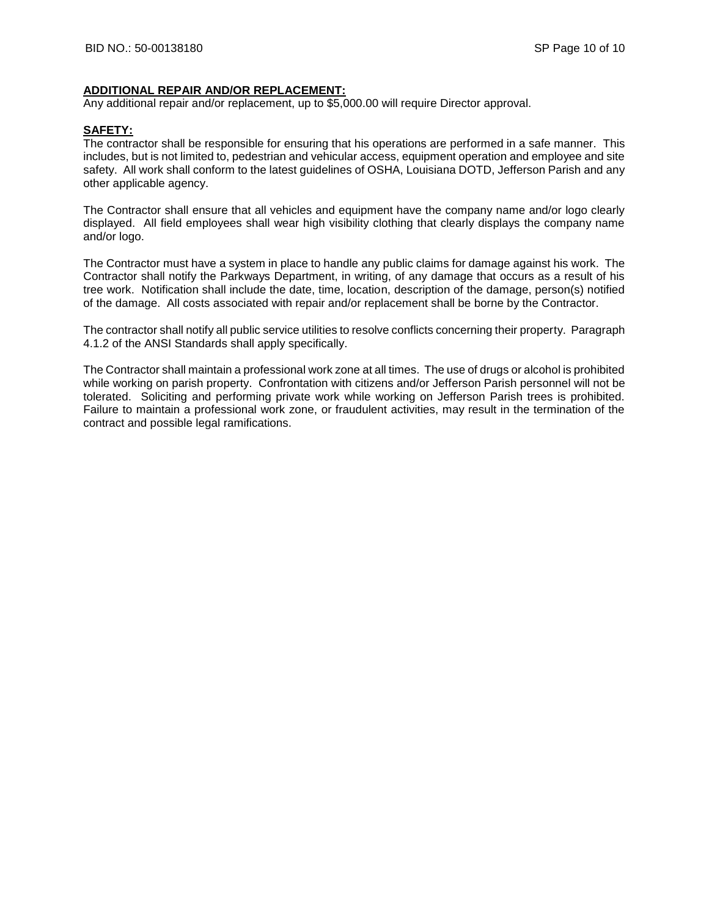**ADDITIONAL REPAIR AND/OR REPLACEMENT:**

Any additional repair and/or replacement, up to $5,000.00 will require Director approval.

**SAFETY:**

The contractor shall be responsible for ensuring that his operations are performed in a safe manner. This includes, but is not limited to, pedestrian and vehicular access, equipment operation and employee and site safety. All work shall conform to the latest guidelines of OSHA, Louisiana DOTD, Jefferson Parish and any other applicable agency.

The Contractor shall ensure that all vehicles and equipment have the company name and/or logo clearly displayed. All field employees shall wear high visibility clothing that clearly displays the company name and/or logo.

The Contractor must have a system in place to handle any public claims for damage against his work. The Contractor shall notify the Parkways Department, in writing, of any damage that occurs as a result of his tree work. Notification shall include the date, time, location, description of the damage, person(s) notified of the damage. All costs associated with repair and/or replacement shall be borne by the Contractor.

The contractor shall notify all public service utilities to resolve conflicts concerning their property. Paragraph 4.1.2 of the ANSI Standards shall apply specifically.

The Contractor shall maintain a professional work zone at all times. The use of drugs or alcohol is prohibited while working on parish property. Confrontation with citizens and/or Jefferson Parish personnel will not be tolerated. Soliciting and performing private work while working on Jefferson Parish trees is prohibited. Failure to maintain a professional work zone, or fraudulent activities, may result in the termination of the contract and possible legal ramifications.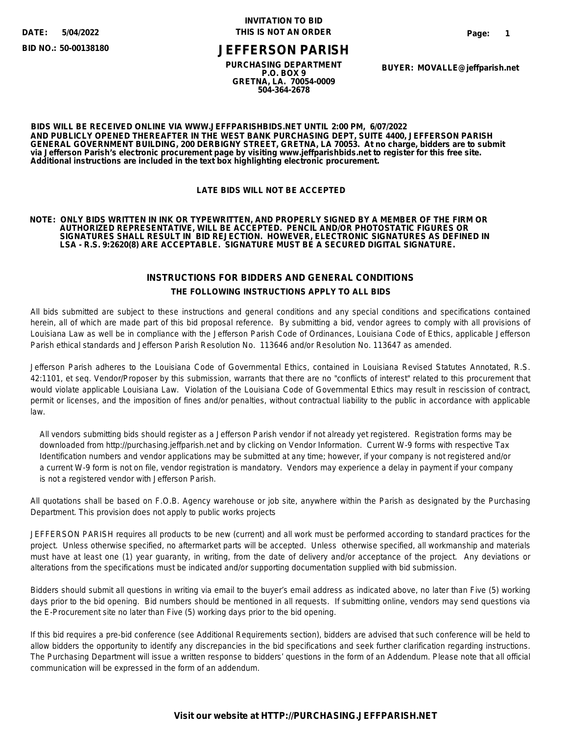**DATE: 5/04/2022**

**BID NO.: 50-00138180**

**INVITATION TO BID**
**THIS IS NOT AN ORDER**

# JEFFERSON PARISH

**PURCHASING DEPARTMENT**
**P.O. BOX 9**
**GRETNA, LA. 70054-0009**
**504-364-2678**

**BUYER: MOVALLE@jeffparish.net**

**BIDS WILL BE RECEIVED ONLINE VIA WWW.JEFFPARISHBIDS.NET UNTIL 2:00 PM, 6/07/2022 AND PUBLICLY OPENED THEREAFTER IN THE WEST BANK PURCHASING DEPT, SUITE 4400, JEFFERSON PARISH GENERAL GOVERNMENT BUILDING, 200 DERBIGNY STREET, GRETNA, LA 70053. At no charge, bidders are to submit via Jefferson Parish's electronic procurement page by visiting www.jeffparishbids.net to register for this free site. Additional instructions are included in the text box highlighting electronic procurement.**

**LATE BIDS WILL NOT BE ACCEPTED**

**NOTE: ONLY BIDS WRITTEN IN INK OR TYPEWRITTEN, AND PROPERLY SIGNED BY A MEMBER OF THE FIRM OR AUTHORIZED REPRESENTATIVE, WILL BE ACCEPTED. PENCIL AND/OR PHOTOSTATIC FIGURES OR SIGNATURES SHALL RESULT IN BID REJECTION. HOWEVER, ELECTRONIC SIGNATURES AS DEFINED IN LSA - R.S. 9:2620(8) ARE ACCEPTABLE. SIGNATURE MUST BE A SECURED DIGITAL SIGNATURE.**

## INSTRUCTIONS FOR BIDDERS AND GENERAL CONDITIONS

### THE FOLLOWING INSTRUCTIONS APPLY TO ALL BIDS

All bids submitted are subject to these instructions and general conditions and any special conditions and specifications contained herein, all of which are made part of this bid proposal reference. By submitting a bid, vendor agrees to comply with all provisions of Louisiana Law as well be in compliance with the Jefferson Parish Code of Ordinances, Louisiana Code of Ethics, applicable Jefferson Parish ethical standards and Jefferson Parish Resolution No. 113646 and/or Resolution No. 113647 as amended.

Jefferson Parish adheres to the Louisiana Code of Governmental Ethics, contained in Louisiana Revised Statutes Annotated, R.S. 42:1101, et seq. Vendor/Proposer by this submission, warrants that there are no "conflicts of interest" related to this procurement that would violate applicable Louisiana Law. Violation of the Louisiana Code of Governmental Ethics may result in rescission of contract, permit or licenses, and the imposition of fines and/or penalties, without contractual liability to the public in accordance with applicable law.

All vendors submitting bids should register as a Jefferson Parish vendor if not already yet registered. Registration forms may be downloaded from http://purchasing.jeffparish.net and by clicking on Vendor Information. Current W-9 forms with respective Tax Identification numbers and vendor applications may be submitted at any time; however, if your company is not registered and/or a current W-9 form is not on file, vendor registration is mandatory. Vendors may experience a delay in payment if your company is not a registered vendor with Jefferson Parish.

All quotations shall be based on F.O.B. Agency warehouse or job site, anywhere within the Parish as designated by the Purchasing Department. This provision does not apply to public works projects

JEFFERSON PARISH requires all products to be new (current) and all work must be performed according to standard practices for the project. Unless otherwise specified, no aftermarket parts will be accepted. Unless otherwise specified, all workmanship and materials must have at least one (1) year guaranty, in writing, from the date of delivery and/or acceptance of the project. Any deviations or alterations from the specifications must be indicated and/or supporting documentation supplied with bid submission.

Bidders should submit all questions in writing via email to the buyer's email address as indicated above, no later than Five (5) working days prior to the bid opening. Bid numbers should be mentioned in all requests. If submitting online, vendors may send questions via the E-Procurement site no later than Five (5) working days prior to the bid opening.

If this bid requires a pre-bid conference (see Additional Requirements section), bidders are advised that such conference will be held to allow bidders the opportunity to identify any discrepancies in the bid specifications and seek further clarification regarding instructions. The Purchasing Department will issue a written response to bidders' questions in the form of an Addendum. Please note that all official communication will be expressed in the form of an addendum.

**Visit our website at HTTP://PURCHASING.JEFFPARISH.NET**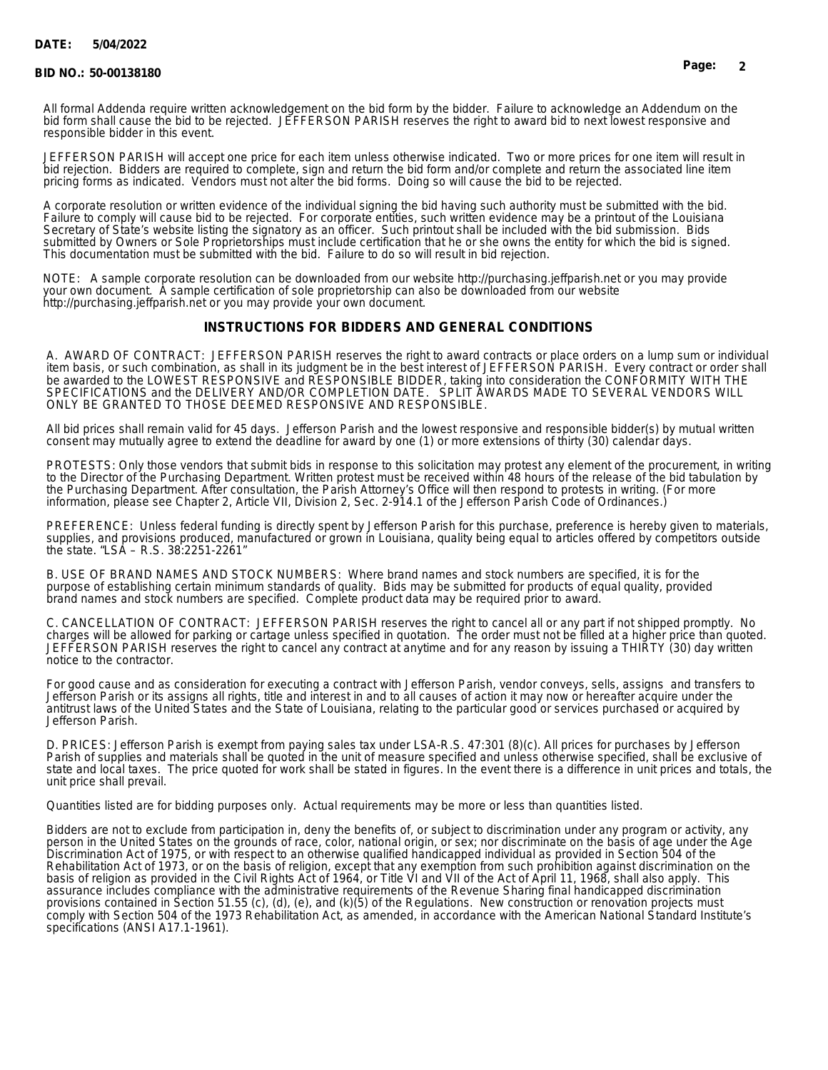All formal Addenda require written acknowledgement on the bid form by the bidder. Failure to acknowledge an Addendum on the bid form shall cause the bid to be rejected. JEFFERSON PARISH reserves the right to award bid to next lowest responsive and responsible bidder in this event.

JEFFERSON PARISH will accept one price for each item unless otherwise indicated. Two or more prices for one item will result in bid rejection. Bidders are required to complete, sign and return the bid form and/or complete and return the associated line item pricing forms as indicated. Vendors must not alter the bid forms. Doing so will cause the bid to be rejected.

A corporate resolution or written evidence of the individual signing the bid having such authority must be submitted with the bid. Failure to comply will cause bid to be rejected. For corporate entities, such written evidence may be a printout of the Louisiana Secretary of State's website listing the signatory as an officer. Such printout shall be included with the bid submission. Bids submitted by Owners or Sole Proprietorships must include certification that he or she owns the entity for which the bid is signed. This documentation must be submitted with the bid. Failure to do so will result in bid rejection.

NOTE: A sample corporate resolution can be downloaded from our website http://purchasing.jeffparish.net or you may provide your own document. A sample certification of sole proprietorship can also be downloaded from our website http://purchasing.jeffparish.net or you may provide your own document.

## INSTRUCTIONS FOR BIDDERS AND GENERAL CONDITIONS

A. AWARD OF CONTRACT: JEFFERSON PARISH reserves the right to award contracts or place orders on a lump sum or individual item basis, or such combination, as shall in its judgment be in the best interest of JEFFERSON PARISH. Every contract or order shall be awarded to the LOWEST RESPONSIVE and RESPONSIBLE BIDDER, taking into consideration the CONFORMITY WITH THE SPECIFICATIONS and the DELIVERY AND/OR COMPLETION DATE. SPLIT AWARDS MADE TO SEVERAL VENDORS WILL ONLY BE GRANTED TO THOSE DEEMED RESPONSIVE AND RESPONSIBLE.

All bid prices shall remain valid for 45 days. Jefferson Parish and the lowest responsive and responsible bidder(s) by mutual written consent may mutually agree to extend the deadline for award by one (1) or more extensions of thirty (30) calendar days.

PROTESTS: Only those vendors that submit bids in response to this solicitation may protest any element of the procurement, in writing to the Director of the Purchasing Department. Written protest must be received within 48 hours of the release of the bid tabulation by the Purchasing Department. After consultation, the Parish Attorney's Office will then respond to protests in writing. (For more information, please see Chapter 2, Article VII, Division 2, Sec. 2-914.1 of the Jefferson Parish Code of Ordinances.)

PREFERENCE: Unless federal funding is directly spent by Jefferson Parish for this purchase, preference is hereby given to materials, supplies, and provisions produced, manufactured or grown in Louisiana, quality being equal to articles offered by competitors outside the state. "LSA – R.S. 38:2251-2261"

B. USE OF BRAND NAMES AND STOCK NUMBERS: Where brand names and stock numbers are specified, it is for the purpose of establishing certain minimum standards of quality. Bids may be submitted for products of equal quality, provided brand names and stock numbers are specified. Complete product data may be required prior to award.

C. CANCELLATION OF CONTRACT: JEFFERSON PARISH reserves the right to cancel all or any part if not shipped promptly. No charges will be allowed for parking or cartage unless specified in quotation. The order must not be filled at a higher price than quoted. JEFFERSON PARISH reserves the right to cancel any contract at anytime and for any reason by issuing a THIRTY (30) day written notice to the contractor.

For good cause and as consideration for executing a contract with Jefferson Parish, vendor conveys, sells, assigns and transfers to Jefferson Parish or its assigns all rights, title and interest in and to all causes of action it may now or hereafter acquire under the antitrust laws of the United States and the State of Louisiana, relating to the particular good or services purchased or acquired by Jefferson Parish.

D. PRICES: Jefferson Parish is exempt from paying sales tax under LSA-R.S. 47:301 (8)(c). All prices for purchases by Jefferson Parish of supplies and materials shall be quoted in the unit of measure specified and unless otherwise specified, shall be exclusive of state and local taxes. The price quoted for work shall be stated in figures. In the event there is a difference in unit prices and totals, the unit price shall prevail.

Quantities listed are for bidding purposes only. Actual requirements may be more or less than quantities listed.

Bidders are not to exclude from participation in, deny the benefits of, or subject to discrimination under any program or activity, any person in the United States on the grounds of race, color, national origin, or sex; nor discriminate on the basis of age under the Age Discrimination Act of 1975, or with respect to an otherwise qualified handicapped individual as provided in Section 504 of the Rehabilitation Act of 1973, or on the basis of religion, except that any exemption from such prohibition against discrimination on the basis of religion as provided in the Civil Rights Act of 1964, or Title VI and VII of the Act of April 11, 1968, shall also apply. This assurance includes compliance with the administrative requirements of the Revenue Sharing final handicapped discrimination provisions contained in Section 51.55 (c), (d), (e), and (k)(5) of the Regulations. New construction or renovation projects must comply with Section 504 of the 1973 Rehabilitation Act, as amended, in accordance with the American National Standard Institute's specifications (ANSI A17.1-1961).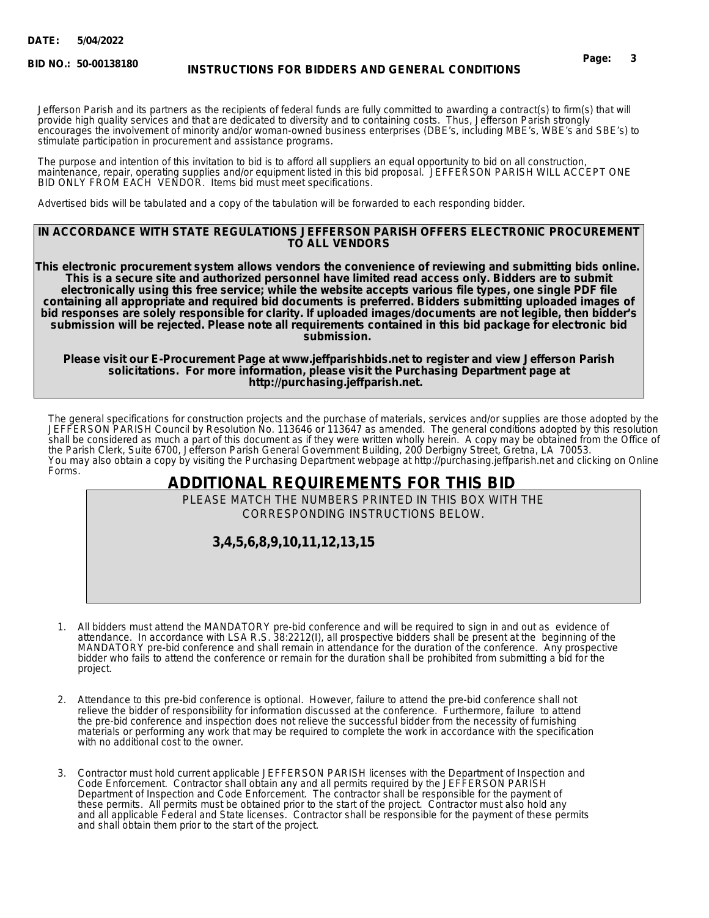DATE: 5/04/2022

BID NO.: 50-00138180

## INSTRUCTIONS FOR BIDDERS AND GENERAL CONDITIONS

Jefferson Parish and its partners as the recipients of federal funds are fully committed to awarding a contract(s) to firm(s) that will provide high quality services and that are dedicated to diversity and to containing costs. Thus, Jefferson Parish strongly encourages the involvement of minority and/or woman-owned business enterprises (DBE's, including MBE's, WBE's and SBE's) to stimulate participation in procurement and assistance programs.

The purpose and intention of this invitation to bid is to afford all suppliers an equal opportunity to bid on all construction, maintenance, repair, operating supplies and/or equipment listed in this bid proposal. JEFFERSON PARISH WILL ACCEPT ONE BID ONLY FROM EACH VENDOR. Items bid must meet specifications.

Advertised bids will be tabulated and a copy of the tabulation will be forwarded to each responding bidder.

**IN ACCORDANCE WITH STATE REGULATIONS JEFFERSON PARISH OFFERS ELECTRONIC PROCUREMENT TO ALL VENDORS**

**This electronic procurement system allows vendors the convenience of reviewing and submitting bids online. This is a secure site and authorized personnel have limited read access only. Bidders are to submit electronically using this free service; while the website accepts various file types, one single PDF file containing all appropriate and required bid documents is preferred. Bidders submitting uploaded images of bid responses are solely responsible for clarity. If uploaded images/documents are not legible, then bidder's submission will be rejected. Please note all requirements contained in this bid package for electronic bid submission.**

**Please visit our E-Procurement Page at www.jeffparishbids.net to register and view Jefferson Parish solicitations. For more information, please visit the Purchasing Department page at http://purchasing.jeffparish.net.**

The general specifications for construction projects and the purchase of materials, services and/or supplies are those adopted by the JEFFERSON PARISH Council by Resolution No. 113646 or 113647 as amended. The general conditions adopted by this resolution shall be considered as much a part of this document as if they were written wholly herein. A copy may be obtained from the Office of the Parish Clerk, Suite 6700, Jefferson Parish General Government Building, 200 Derbigny Street, Gretna, LA 70053. You may also obtain a copy by visiting the Purchasing Department webpage at http://purchasing.jeffparish.net and clicking on Online Forms.

## ADDITIONAL REQUIREMENTS FOR THIS BID

PLEASE MATCH THE NUMBERS PRINTED IN THIS BOX WITH THE CORRESPONDING INSTRUCTIONS BELOW.

**3,4,5,6,8,9,10,11,12,13,15**

1. All bidders must attend the MANDATORY pre-bid conference and will be required to sign in and out as evidence of attendance. In accordance with LSA R.S. 38:2212(I), all prospective bidders shall be present at the beginning of the MANDATORY pre-bid conference and shall remain in attendance for the duration of the conference. Any prospective bidder who fails to attend the conference or remain for the duration shall be prohibited from submitting a bid for the project.

2. Attendance to this pre-bid conference is optional. However, failure to attend the pre-bid conference shall not relieve the bidder of responsibility for information discussed at the conference. Furthermore, failure to attend the pre-bid conference and inspection does not relieve the successful bidder from the necessity of furnishing materials or performing any work that may be required to complete the work in accordance with the specification with no additional cost to the owner.

3. Contractor must hold current applicable JEFFERSON PARISH licenses with the Department of Inspection and Code Enforcement. Contractor shall obtain any and all permits required by the JEFFERSON PARISH Department of Inspection and Code Enforcement. The contractor shall be responsible for the payment of these permits. All permits must be obtained prior to the start of the project. Contractor must also hold any and all applicable Federal and State licenses. Contractor shall be responsible for the payment of these permits and shall obtain them prior to the start of the project.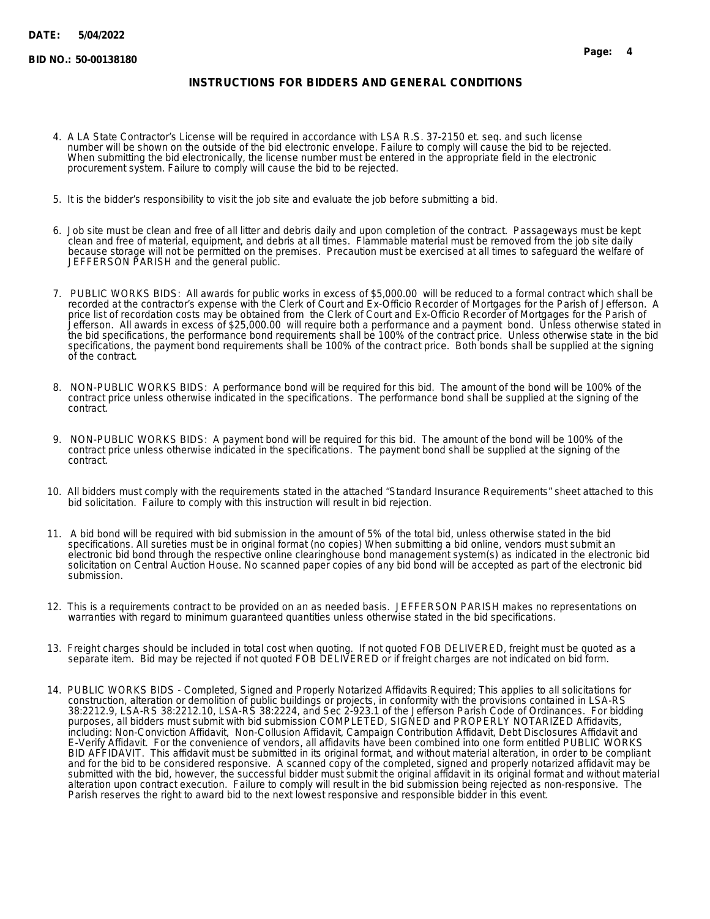## INSTRUCTIONS FOR BIDDERS AND GENERAL CONDITIONS

4. A LA State Contractor's License will be required in accordance with LSA R.S. 37-2150 et. seq. and such license number will be shown on the outside of the bid electronic envelope. Failure to comply will cause the bid to be rejected. When submitting the bid electronically, the license number must be entered in the appropriate field in the electronic procurement system. Failure to comply will cause the bid to be rejected.

5. It is the bidder's responsibility to visit the job site and evaluate the job before submitting a bid.

6. Job site must be clean and free of all litter and debris daily and upon completion of the contract. Passageways must be kept clean and free of material, equipment, and debris at all times. Flammable material must be removed from the job site daily because storage will not be permitted on the premises. Precaution must be exercised at all times to safeguard the welfare of JEFFERSON PARISH and the general public.

7. PUBLIC WORKS BIDS: All awards for public works in excess of $5,000.00 will be reduced to a formal contract which shall be recorded at the contractor's expense with the Clerk of Court and Ex-Officio Recorder of Mortgages for the Parish of Jefferson. A price list of recordation costs may be obtained from the Clerk of Court and Ex-Officio Recorder of Mortgages for the Parish of Jefferson. All awards in excess of $25,000.00 will require both a performance and a payment bond. Unless otherwise stated in the bid specifications, the performance bond requirements shall be 100% of the contract price. Unless otherwise state in the bid specifications, the payment bond requirements shall be 100% of the contract price. Both bonds shall be supplied at the signing of the contract.

8. NON-PUBLIC WORKS BIDS: A performance bond will be required for this bid. The amount of the bond will be 100% of the contract price unless otherwise indicated in the specifications. The performance bond shall be supplied at the signing of the contract.

9. NON-PUBLIC WORKS BIDS: A payment bond will be required for this bid. The amount of the bond will be 100% of the contract price unless otherwise indicated in the specifications. The payment bond shall be supplied at the signing of the contract.

10. All bidders must comply with the requirements stated in the attached "Standard Insurance Requirements" sheet attached to this bid solicitation. Failure to comply with this instruction will result in bid rejection.

11. A bid bond will be required with bid submission in the amount of 5% of the total bid, unless otherwise stated in the bid specifications. All sureties must be in original format (no copies) When submitting a bid online, vendors must submit an electronic bid bond through the respective online clearinghouse bond management system(s) as indicated in the electronic bid solicitation on Central Auction House. No scanned paper copies of any bid bond will be accepted as part of the electronic bid submission.

12. This is a requirements contract to be provided on an as needed basis. JEFFERSON PARISH makes no representations on warranties with regard to minimum guaranteed quantities unless otherwise stated in the bid specifications.

13. Freight charges should be included in total cost when quoting. If not quoted FOB DELIVERED, freight must be quoted as a separate item. Bid may be rejected if not quoted FOB DELIVERED or if freight charges are not indicated on bid form.

14. PUBLIC WORKS BIDS - Completed, Signed and Properly Notarized Affidavits Required; This applies to all solicitations for construction, alteration or demolition of public buildings or projects, in conformity with the provisions contained in LSA-RS 38:2212.9, LSA-RS 38:2212.10, LSA-RS 38:2224, and Sec 2-923.1 of the Jefferson Parish Code of Ordinances. For bidding purposes, all bidders must submit with bid submission COMPLETED, SIGNED and PROPERLY NOTARIZED Affidavits, including: Non-Conviction Affidavit, Non-Collusion Affidavit, Campaign Contribution Affidavit, Debt Disclosures Affidavit and E-Verify Affidavit. For the convenience of vendors, all affidavits have been combined into one form entitled PUBLIC WORKS BID AFFIDAVIT. This affidavit must be submitted in its original format, and without material alteration, in order to be compliant and for the bid to be considered responsive. A scanned copy of the completed, signed and properly notarized affidavit may be submitted with the bid, however, the successful bidder must submit the original affidavit in its original format and without material alteration upon contract execution. Failure to comply will result in the bid submission being rejected as non-responsive. The Parish reserves the right to award bid to the next lowest responsive and responsible bidder in this event.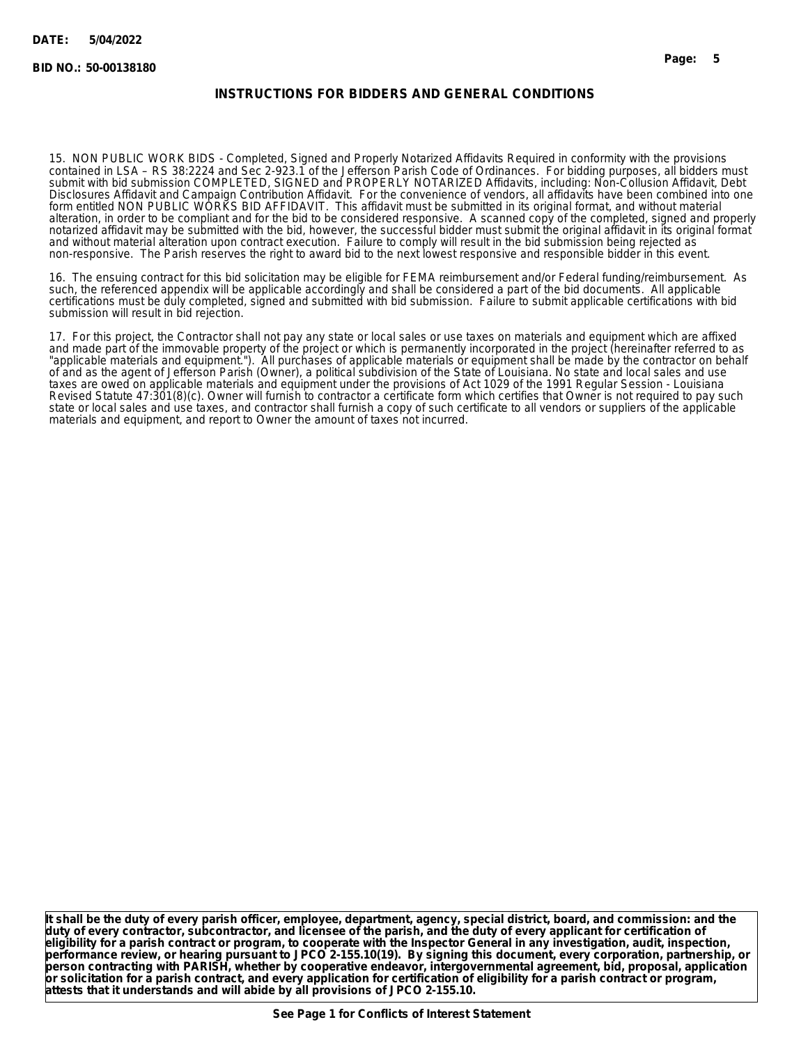## INSTRUCTIONS FOR BIDDERS AND GENERAL CONDITIONS

15. NON PUBLIC WORK BIDS - Completed, Signed and Properly Notarized Affidavits Required in conformity with the provisions contained in LSA – RS 38:2224 and Sec 2-923.1 of the Jefferson Parish Code of Ordinances. For bidding purposes, all bidders must submit with bid submission COMPLETED, SIGNED and PROPERLY NOTARIZED Affidavits, including: Non-Collusion Affidavit, Debt Disclosures Affidavit and Campaign Contribution Affidavit. For the convenience of vendors, all affidavits have been combined into one form entitled NON PUBLIC WORKS BID AFFIDAVIT. This affidavit must be submitted in its original format, and without material alteration, in order to be compliant and for the bid to be considered responsive. A scanned copy of the completed, signed and properly notarized affidavit may be submitted with the bid, however, the successful bidder must submit the original affidavit in its original format and without material alteration upon contract execution. Failure to comply will result in the bid submission being rejected as non-responsive. The Parish reserves the right to award bid to the next lowest responsive and responsible bidder in this event.

16. The ensuing contract for this bid solicitation may be eligible for FEMA reimbursement and/or Federal funding/reimbursement. As such, the referenced appendix will be applicable accordingly and shall be considered a part of the bid documents. All applicable certifications must be duly completed, signed and submitted with bid submission. Failure to submit applicable certifications with bid submission will result in bid rejection.

17. For this project, the Contractor shall not pay any state or local sales or use taxes on materials and equipment which are affixed and made part of the immovable property of the project or which is permanently incorporated in the project (hereinafter referred to as "applicable materials and equipment."). All purchases of applicable materials or equipment shall be made by the contractor on behalf of and as the agent of Jefferson Parish (Owner), a political subdivision of the State of Louisiana. No state and local sales and use taxes are owed on applicable materials and equipment under the provisions of Act 1029 of the 1991 Regular Session - Louisiana Revised Statute 47:301(8)(c). Owner will furnish to contractor a certificate form which certifies that Owner is not required to pay such state or local sales and use taxes, and contractor shall furnish a copy of such certificate to all vendors or suppliers of the applicable materials and equipment, and report to Owner the amount of taxes not incurred.

**It shall be the duty of every parish officer, employee, department, agency, special district, board, and commission: and the duty of every contractor, subcontractor, and licensee of the parish, and the duty of every applicant for certification of eligibility for a parish contract or program, to cooperate with the Inspector General in any investigation, audit, inspection, performance review, or hearing pursuant to JPCO 2-155.10(19). By signing this document, every corporation, partnership, or person contracting with PARISH, whether by cooperative endeavor, intergovernmental agreement, bid, proposal, application or solicitation for a parish contract, and every application for certification of eligibility for a parish contract or program, attests that it understands and will abide by all provisions of JPCO 2-155.10.**

**See Page 1 for Conflicts of Interest Statement**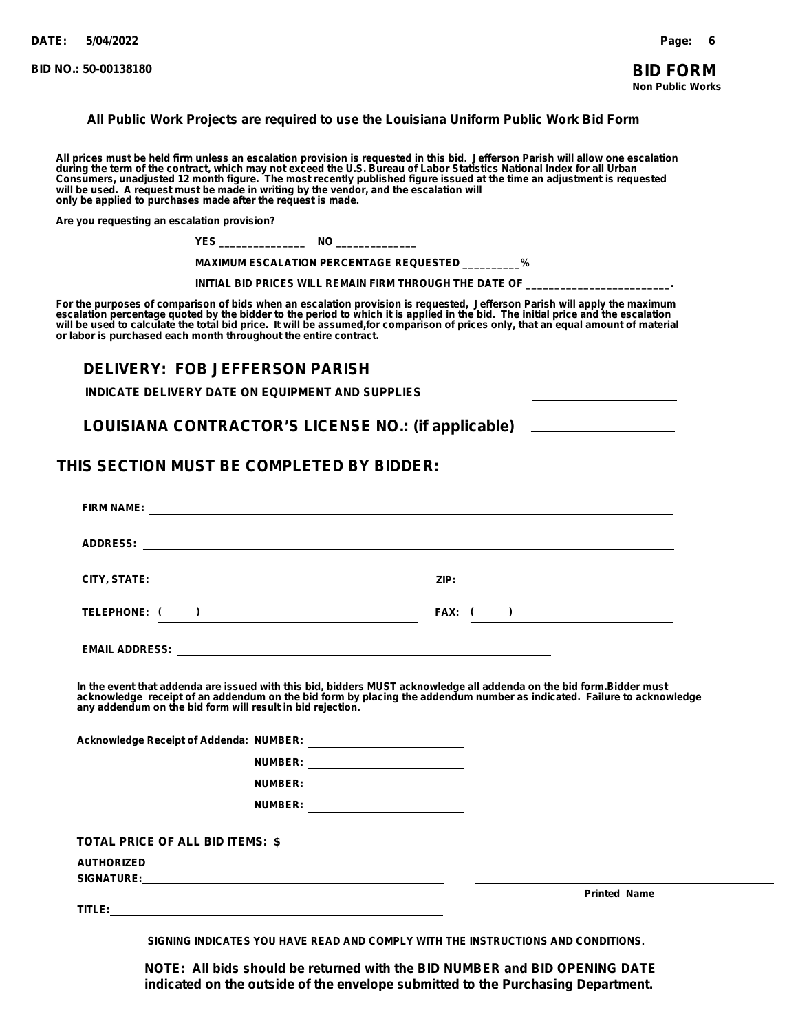**DATE: 5/04/2022**

**BID NO.: 50-00138180**

# BID FORM
**Non Public Works**

**All Public Work Projects are required to use the Louisiana Uniform Public Work Bid Form**

**All prices must be held firm unless an escalation provision is requested in this bid. Jefferson Parish will allow one escalation during the term of the contract, which may not exceed the U.S. Bureau of Labor Statistics National Index for all Urban Consumers, unadjusted 12 month figure. The most recently published figure issued at the time an adjustment is requested will be used. A request must be made in writing by the vendor, and the escalation will only be applied to purchases made after the request is made.**

**Are you requesting an escalation provision?**

**YES _______________ NO ______________**

**MAXIMUM ESCALATION PERCENTAGE REQUESTED __________%**

**INITIAL BID PRICES WILL REMAIN FIRM THROUGH THE DATE OF _________________________.**

**For the purposes of comparison of bids when an escalation provision is requested, Jefferson Parish will apply the maximum escalation percentage quoted by the bidder to the period to which it is applied in the bid. The initial price and the escalation will be used to calculate the total bid price. It will be assumed,for comparison of prices only, that an equal amount of material or labor is purchased each month throughout the entire contract.**

## DELIVERY: FOB JEFFERSON PARISH

**INDICATE DELIVERY DATE ON EQUIPMENT AND SUPPLIES** ____________________

## LOUISIANA CONTRACTOR'S LICENSE NO.: (if applicable) ____________________

## THIS SECTION MUST BE COMPLETED BY BIDDER:

**FIRM NAME:** ____________________________________________

**ADDRESS:** ____________________________________________

**CITY, STATE:** ______________________ **ZIP:** ______________________

**TELEPHONE: (      )** ______________________ **FAX: (      )** ______________________

**EMAIL ADDRESS:** ____________________________________________

**In the event that addenda are issued with this bid, bidders MUST acknowledge all addenda on the bid form.Bidder must acknowledge receipt of an addendum on the bid form by placing the addendum number as indicated. Failure to acknowledge any addendum on the bid form will result in bid rejection.**

**Acknowledge Receipt of Addenda: NUMBER:** ____________________

**NUMBER:** ____________________

**NUMBER:** ____________________

**NUMBER:** ____________________

**TOTAL PRICE OF ALL BID ITEMS: $** ____________________

**AUTHORIZED SIGNATURE:** ______________________________ ______________________________
**Printed Name**

**TITLE:** ______________________________

**SIGNING INDICATES YOU HAVE READ AND COMPLY WITH THE INSTRUCTIONS AND CONDITIONS.**

**NOTE: All bids should be returned with the BID NUMBER and BID OPENING DATE indicated on the outside of the envelope submitted to the Purchasing Department.**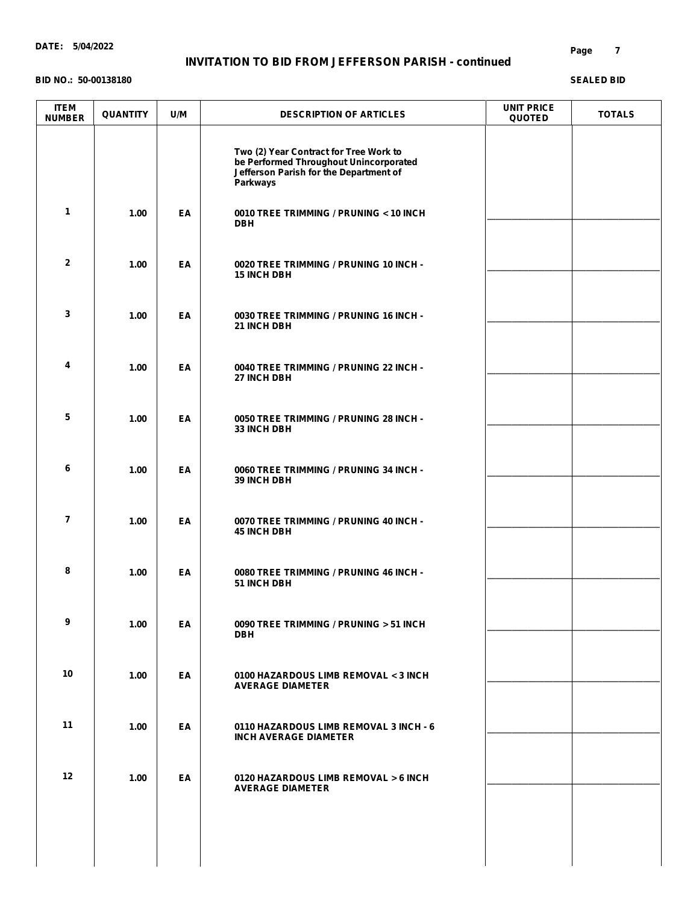DATE: 5/04/2022

## INVITATION TO BID FROM JEFFERSON PARISH - continued

BID NO.: 50-00138180

SEALED BID

| ITEM NUMBER | QUANTITY | U/M | DESCRIPTION OF ARTICLES | UNIT PRICE QUOTED | TOTALS |
|---|---|---|---|---|---|
| | | | Two (2) Year Contract for Tree Work to be Performed Throughout Unincorporated Jefferson Parish for the Department of Parkways | | |
| 1 | 1.00 | EA | 0010 TREE TRIMMING / PRUNING < 10 INCH DBH | ______________ | ______________ |
| 2 | 1.00 | EA | 0020 TREE TRIMMING / PRUNING 10 INCH - 15 INCH DBH | ______________ | ______________ |
| 3 | 1.00 | EA | 0030 TREE TRIMMING / PRUNING 16 INCH - 21 INCH DBH | ______________ | ______________ |
| 4 | 1.00 | EA | 0040 TREE TRIMMING / PRUNING 22 INCH - 27 INCH DBH | ______________ | ______________ |
| 5 | 1.00 | EA | 0050 TREE TRIMMING / PRUNING 28 INCH - 33 INCH DBH | ______________ | ______________ |
| 6 | 1.00 | EA | 0060 TREE TRIMMING / PRUNING 34 INCH - 39 INCH DBH | ______________ | ______________ |
| 7 | 1.00 | EA | 0070 TREE TRIMMING / PRUNING 40 INCH - 45 INCH DBH | ______________ | ______________ |
| 8 | 1.00 | EA | 0080 TREE TRIMMING / PRUNING 46 INCH - 51 INCH DBH | ______________ | ______________ |
| 9 | 1.00 | EA | 0090 TREE TRIMMING / PRUNING > 51 INCH DBH | ______________ | ______________ |
| 10 | 1.00 | EA | 0100 HAZARDOUS LIMB REMOVAL < 3 INCH AVERAGE DIAMETER | ______________ | ______________ |
| 11 | 1.00 | EA | 0110 HAZARDOUS LIMB REMOVAL 3 INCH - 6 INCH AVERAGE DIAMETER | ______________ | ______________ |
| 12 | 1.00 | EA | 0120 HAZARDOUS LIMB REMOVAL > 6 INCH AVERAGE DIAMETER | ______________ | ______________ |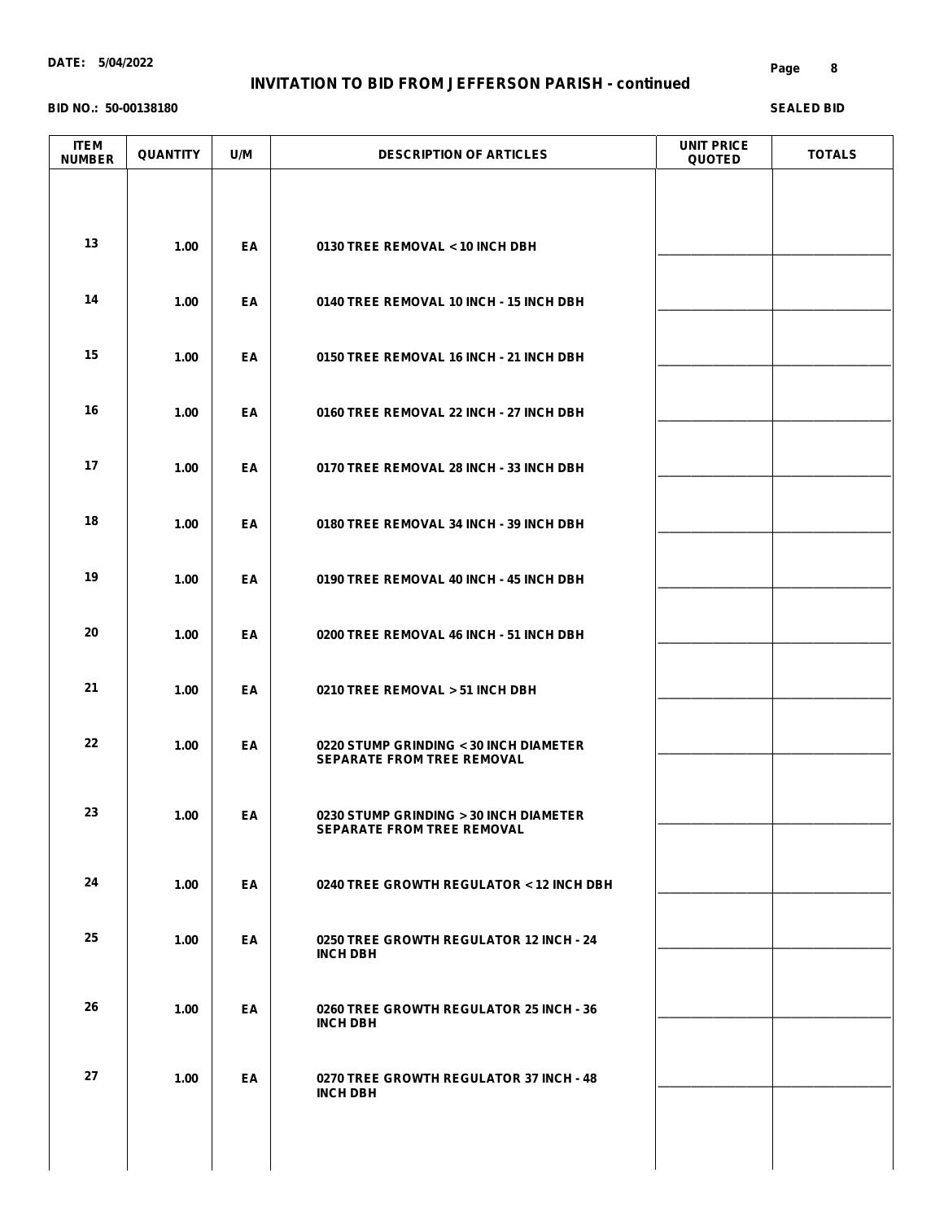DATE: 5/04/2022

# INVITATION TO BID FROM JEFFERSON PARISH - continued

BID NO.: 50-00138180

SEALED BID

| ITEM NUMBER | QUANTITY | U/M | DESCRIPTION OF ARTICLES | UNIT PRICE QUOTED | TOTALS |
|---|---|---|---|---|---|
| 13 | 1.00 | EA | 0130 TREE REMOVAL < 10 INCH DBH | ____________ | ____________ |
| 14 | 1.00 | EA | 0140 TREE REMOVAL 10 INCH - 15 INCH DBH | ____________ | ____________ |
| 15 | 1.00 | EA | 0150 TREE REMOVAL 16 INCH - 21 INCH DBH | ____________ | ____________ |
| 16 | 1.00 | EA | 0160 TREE REMOVAL 22 INCH - 27 INCH DBH | ____________ | ____________ |
| 17 | 1.00 | EA | 0170 TREE REMOVAL 28 INCH - 33 INCH DBH | ____________ | ____________ |
| 18 | 1.00 | EA | 0180 TREE REMOVAL 34 INCH - 39 INCH DBH | ____________ | ____________ |
| 19 | 1.00 | EA | 0190 TREE REMOVAL 40 INCH - 45 INCH DBH | ____________ | ____________ |
| 20 | 1.00 | EA | 0200 TREE REMOVAL 46 INCH - 51 INCH DBH | ____________ | ____________ |
| 21 | 1.00 | EA | 0210 TREE REMOVAL > 51 INCH DBH | ____________ | ____________ |
| 22 | 1.00 | EA | 0220 STUMP GRINDING < 30 INCH DIAMETER SEPARATE FROM TREE REMOVAL | ____________ | ____________ |
| 23 | 1.00 | EA | 0230 STUMP GRINDING > 30 INCH DIAMETER SEPARATE FROM TREE REMOVAL | ____________ | ____________ |
| 24 | 1.00 | EA | 0240 TREE GROWTH REGULATOR < 12 INCH DBH | ____________ | ____________ |
| 25 | 1.00 | EA | 0250 TREE GROWTH REGULATOR 12 INCH - 24 INCH DBH | ____________ | ____________ |
| 26 | 1.00 | EA | 0260 TREE GROWTH REGULATOR 25 INCH - 36 INCH DBH | ____________ | ____________ |
| 27 | 1.00 | EA | 0270 TREE GROWTH REGULATOR 37 INCH - 48 INCH DBH | ____________ | ____________ |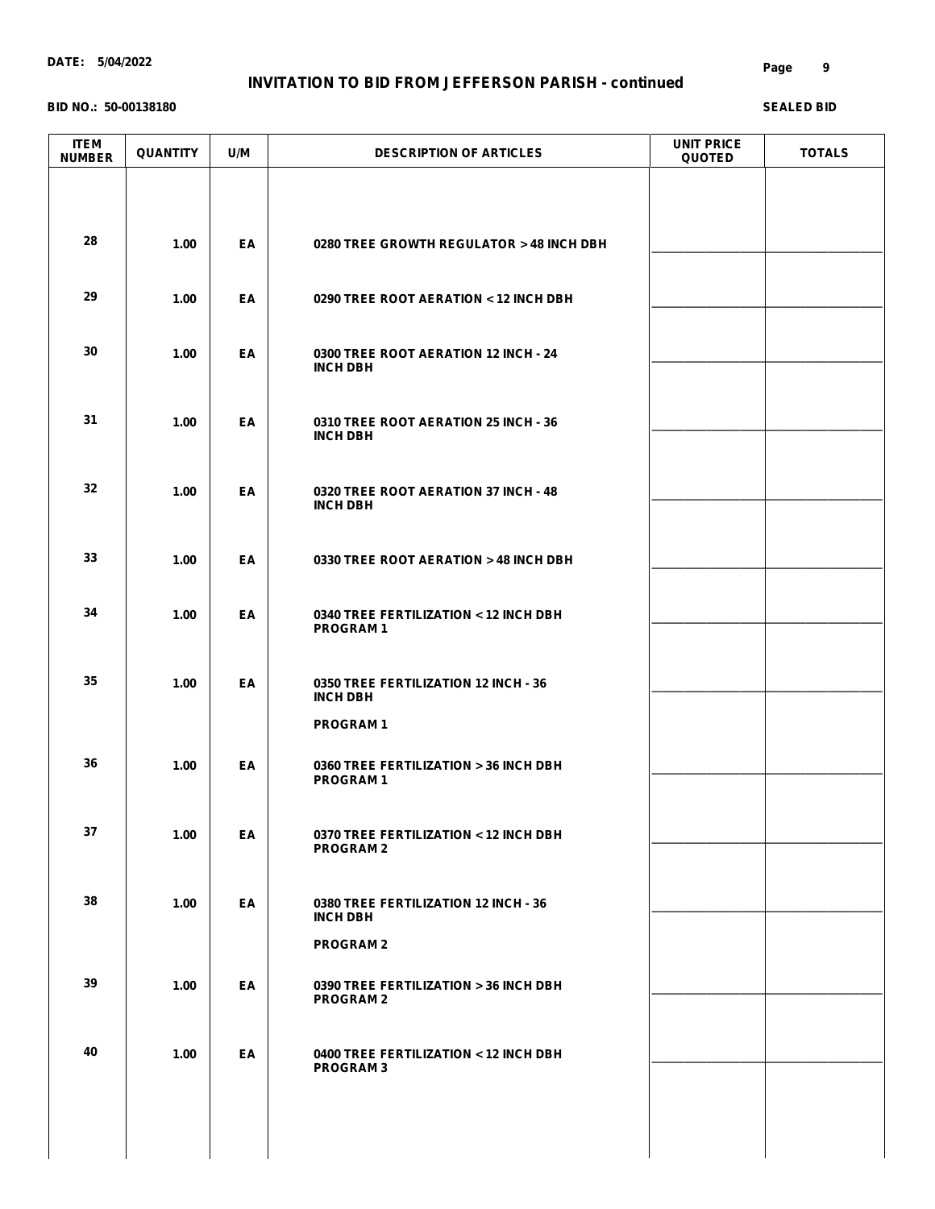DATE: 5/04/2022

# INVITATION TO BID FROM JEFFERSON PARISH - continued

BID NO.: 50-00138180

SEALED BID

| ITEM NUMBER | QUANTITY | U/M | DESCRIPTION OF ARTICLES | UNIT PRICE QUOTED | TOTALS |
|---|---|---|---|---|---|
| 28 | 1.00 | EA | 0280 TREE GROWTH REGULATOR > 48 INCH DBH | | |
| 29 | 1.00 | EA | 0290 TREE ROOT AERATION < 12 INCH DBH | | |
| 30 | 1.00 | EA | 0300 TREE ROOT AERATION 12 INCH - 24 INCH DBH | | |
| 31 | 1.00 | EA | 0310 TREE ROOT AERATION 25 INCH - 36 INCH DBH | | |
| 32 | 1.00 | EA | 0320 TREE ROOT AERATION 37 INCH - 48 INCH DBH | | |
| 33 | 1.00 | EA | 0330 TREE ROOT AERATION > 48 INCH DBH | | |
| 34 | 1.00 | EA | 0340 TREE FERTILIZATION < 12 INCH DBH PROGRAM 1 | | |
| 35 | 1.00 | EA | 0350 TREE FERTILIZATION 12 INCH - 36 INCH DBH PROGRAM 1 | | |
| 36 | 1.00 | EA | 0360 TREE FERTILIZATION > 36 INCH DBH PROGRAM 1 | | |
| 37 | 1.00 | EA | 0370 TREE FERTILIZATION < 12 INCH DBH PROGRAM 2 | | |
| 38 | 1.00 | EA | 0380 TREE FERTILIZATION 12 INCH - 36 INCH DBH PROGRAM 2 | | |
| 39 | 1.00 | EA | 0390 TREE FERTILIZATION > 36 INCH DBH PROGRAM 2 | | |
| 40 | 1.00 | EA | 0400 TREE FERTILIZATION < 12 INCH DBH PROGRAM 3 | | |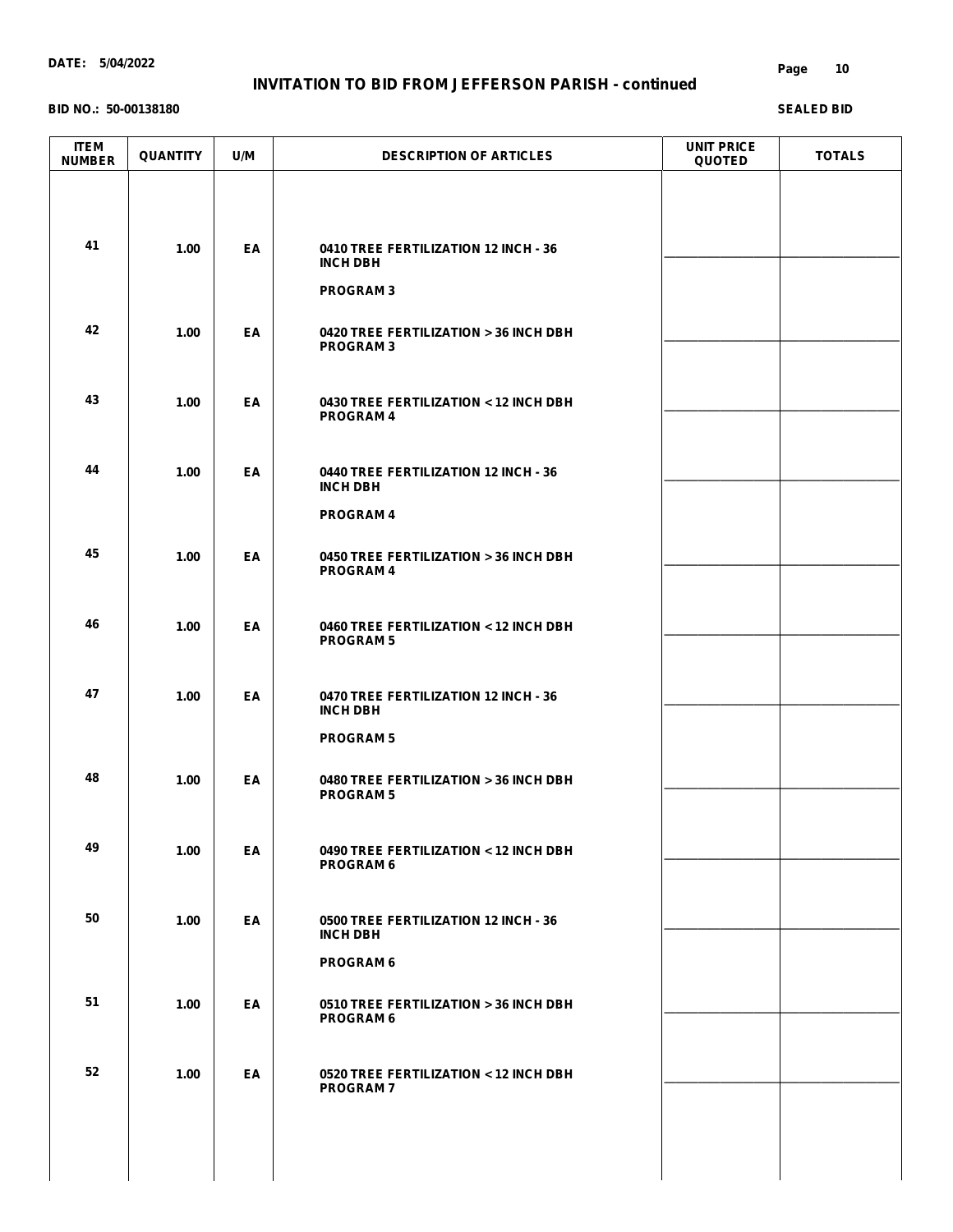**DATE: 5/04/2022**

## INVITATION TO BID FROM JEFFERSON PARISH - continued

**BID NO.: 50-00138180**

**SEALED BID**

| ITEM NUMBER | QUANTITY | U/M | DESCRIPTION OF ARTICLES | UNIT PRICE QUOTED | TOTALS |
|---|---|---|---|---|---|
| 41 | 1.00 | EA | 0410 TREE FERTILIZATION 12 INCH - 36 INCH DBH<br><br>PROGRAM 3 | ____________ | ____________ |
| 42 | 1.00 | EA | 0420 TREE FERTILIZATION > 36 INCH DBH PROGRAM 3 | ____________ | ____________ |
| 43 | 1.00 | EA | 0430 TREE FERTILIZATION < 12 INCH DBH PROGRAM 4 | ____________ | ____________ |
| 44 | 1.00 | EA | 0440 TREE FERTILIZATION 12 INCH - 36 INCH DBH<br><br>PROGRAM 4 | ____________ | ____________ |
| 45 | 1.00 | EA | 0450 TREE FERTILIZATION > 36 INCH DBH PROGRAM 4 | ____________ | ____________ |
| 46 | 1.00 | EA | 0460 TREE FERTILIZATION < 12 INCH DBH PROGRAM 5 | ____________ | ____________ |
| 47 | 1.00 | EA | 0470 TREE FERTILIZATION 12 INCH - 36 INCH DBH<br><br>PROGRAM 5 | ____________ | ____________ |
| 48 | 1.00 | EA | 0480 TREE FERTILIZATION > 36 INCH DBH PROGRAM 5 | ____________ | ____________ |
| 49 | 1.00 | EA | 0490 TREE FERTILIZATION < 12 INCH DBH PROGRAM 6 | ____________ | ____________ |
| 50 | 1.00 | EA | 0500 TREE FERTILIZATION 12 INCH - 36 INCH DBH<br><br>PROGRAM 6 | ____________ | ____________ |
| 51 | 1.00 | EA | 0510 TREE FERTILIZATION > 36 INCH DBH PROGRAM 6 | ____________ | ____________ |
| 52 | 1.00 | EA | 0520 TREE FERTILIZATION < 12 INCH DBH PROGRAM 7 | ____________ | ____________ |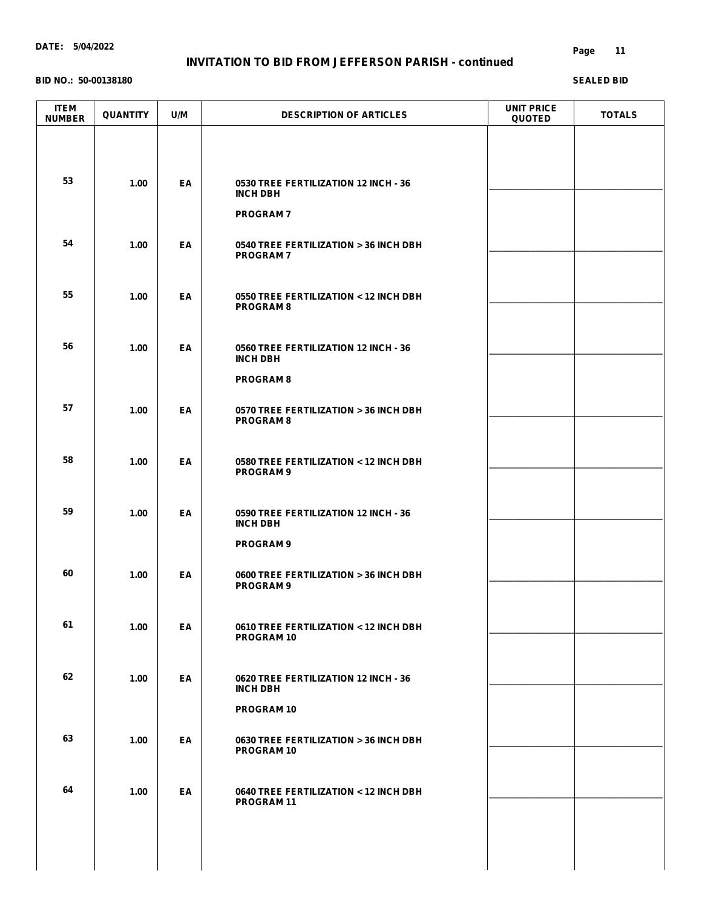**DATE: 5/04/2022**

# INVITATION TO BID FROM JEFFERSON PARISH - continued

**BID NO.: 50-00138180**

**SEALED BID**

| ITEM NUMBER | QUANTITY | U/M | DESCRIPTION OF ARTICLES | UNIT PRICE QUOTED | TOTALS |
|---|---|---|---|---|---|
| 53 | 1.00 | EA | 0530 TREE FERTILIZATION 12 INCH - 36 INCH DBH<br><br>PROGRAM 7 | ________ | ________ |
| 54 | 1.00 | EA | 0540 TREE FERTILIZATION > 36 INCH DBH PROGRAM 7 | ________ | ________ |
| 55 | 1.00 | EA | 0550 TREE FERTILIZATION < 12 INCH DBH PROGRAM 8 | ________ | ________ |
| 56 | 1.00 | EA | 0560 TREE FERTILIZATION 12 INCH - 36 INCH DBH<br><br>PROGRAM 8 | ________ | ________ |
| 57 | 1.00 | EA | 0570 TREE FERTILIZATION > 36 INCH DBH PROGRAM 8 | ________ | ________ |
| 58 | 1.00 | EA | 0580 TREE FERTILIZATION < 12 INCH DBH PROGRAM 9 | ________ | ________ |
| 59 | 1.00 | EA | 0590 TREE FERTILIZATION 12 INCH - 36 INCH DBH<br><br>PROGRAM 9 | ________ | ________ |
| 60 | 1.00 | EA | 0600 TREE FERTILIZATION > 36 INCH DBH PROGRAM 9 | ________ | ________ |
| 61 | 1.00 | EA | 0610 TREE FERTILIZATION < 12 INCH DBH PROGRAM 10 | ________ | ________ |
| 62 | 1.00 | EA | 0620 TREE FERTILIZATION 12 INCH - 36 INCH DBH<br><br>PROGRAM 10 | ________ | ________ |
| 63 | 1.00 | EA | 0630 TREE FERTILIZATION > 36 INCH DBH PROGRAM 10 | ________ | ________ |
| 64 | 1.00 | EA | 0640 TREE FERTILIZATION < 12 INCH DBH PROGRAM 11 | ________ | ________ |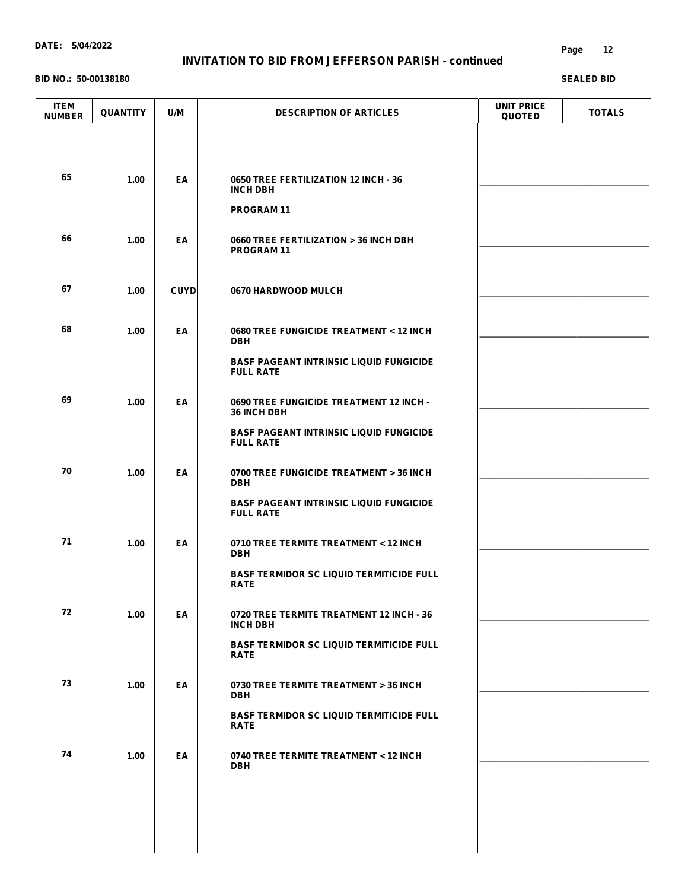**DATE: 5/04/2022**

# INVITATION TO BID FROM JEFFERSON PARISH - continued

**BID NO.: 50-00138180**

**SEALED BID**

| ITEM NUMBER | QUANTITY | U/M | DESCRIPTION OF ARTICLES | UNIT PRICE QUOTED | TOTALS |
|---|---|---|---|---|---|
| 65 | 1.00 | EA | 0650 TREE FERTILIZATION 12 INCH - 36 INCH DBH<br><br>PROGRAM 11 | | |
| 66 | 1.00 | EA | 0660 TREE FERTILIZATION > 36 INCH DBH PROGRAM 11 | | |
| 67 | 1.00 | CUYD | 0670 HARDWOOD MULCH | | |
| 68 | 1.00 | EA | 0680 TREE FUNGICIDE TREATMENT < 12 INCH DBH<br><br>BASF PAGEANT INTRINSIC LIQUID FUNGICIDE FULL RATE | | |
| 69 | 1.00 | EA | 0690 TREE FUNGICIDE TREATMENT 12 INCH - 36 INCH DBH<br><br>BASF PAGEANT INTRINSIC LIQUID FUNGICIDE FULL RATE | | |
| 70 | 1.00 | EA | 0700 TREE FUNGICIDE TREATMENT > 36 INCH DBH<br><br>BASF PAGEANT INTRINSIC LIQUID FUNGICIDE FULL RATE | | |
| 71 | 1.00 | EA | 0710 TREE TERMITE TREATMENT < 12 INCH DBH<br><br>BASF TERMIDOR SC LIQUID TERMITICIDE FULL RATE | | |
| 72 | 1.00 | EA | 0720 TREE TERMITE TREATMENT 12 INCH - 36 INCH DBH<br><br>BASF TERMIDOR SC LIQUID TERMITICIDE FULL RATE | | |
| 73 | 1.00 | EA | 0730 TREE TERMITE TREATMENT > 36 INCH DBH<br><br>BASF TERMIDOR SC LIQUID TERMITICIDE FULL RATE | | |
| 74 | 1.00 | EA | 0740 TREE TERMITE TREATMENT < 12 INCH DBH | | |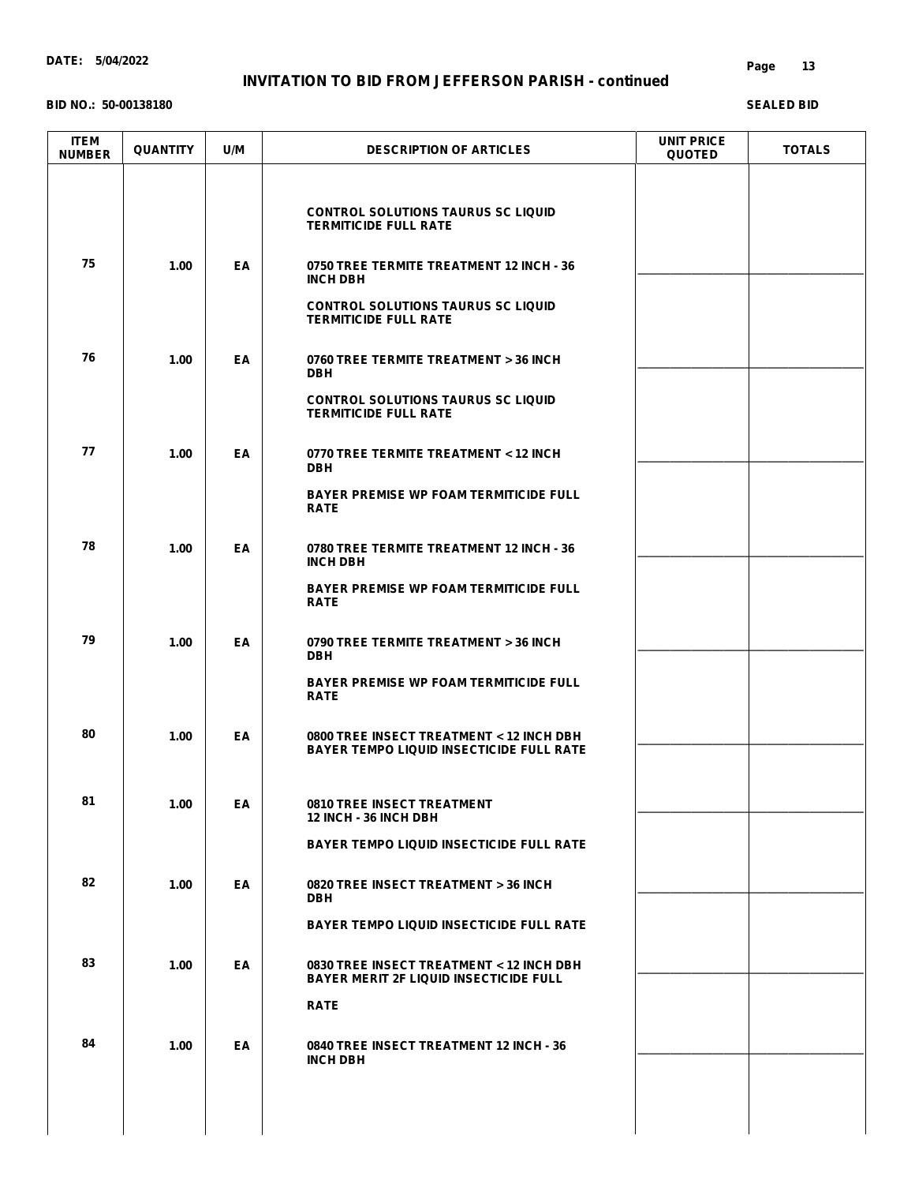**DATE: 5/04/2022**

## INVITATION TO BID FROM JEFFERSON PARISH - continued

**BID NO.: 50-00138180**

**SEALED BID**

| ITEM NUMBER | QUANTITY | U/M | DESCRIPTION OF ARTICLES | UNIT PRICE QUOTED | TOTALS |
|---|---|---|---|---|---|
| | | | CONTROL SOLUTIONS TAURUS SC LIQUID TERMITICIDE FULL RATE | | |
| 75 | 1.00 | EA | 0750 TREE TERMITE TREATMENT 12 INCH - 36 INCH DBH<br><br>CONTROL SOLUTIONS TAURUS SC LIQUID TERMITICIDE FULL RATE | ________ | ________ |
| 76 | 1.00 | EA | 0760 TREE TERMITE TREATMENT > 36 INCH DBH<br><br>CONTROL SOLUTIONS TAURUS SC LIQUID TERMITICIDE FULL RATE | ________ | ________ |
| 77 | 1.00 | EA | 0770 TREE TERMITE TREATMENT < 12 INCH DBH<br><br>BAYER PREMISE WP FOAM TERMITICIDE FULL RATE | ________ | ________ |
| 78 | 1.00 | EA | 0780 TREE TERMITE TREATMENT 12 INCH - 36 INCH DBH<br><br>BAYER PREMISE WP FOAM TERMITICIDE FULL RATE | ________ | ________ |
| 79 | 1.00 | EA | 0790 TREE TERMITE TREATMENT > 36 INCH DBH<br><br>BAYER PREMISE WP FOAM TERMITICIDE FULL RATE | ________ | ________ |
| 80 | 1.00 | EA | 0800 TREE INSECT TREATMENT < 12 INCH DBH BAYER TEMPO LIQUID INSECTICIDE FULL RATE | ________ | ________ |
| 81 | 1.00 | EA | 0810 TREE INSECT TREATMENT 12 INCH - 36 INCH DBH<br><br>BAYER TEMPO LIQUID INSECTICIDE FULL RATE | ________ | ________ |
| 82 | 1.00 | EA | 0820 TREE INSECT TREATMENT > 36 INCH DBH<br><br>BAYER TEMPO LIQUID INSECTICIDE FULL RATE | ________ | ________ |
| 83 | 1.00 | EA | 0830 TREE INSECT TREATMENT < 12 INCH DBH BAYER MERIT 2F LIQUID INSECTICIDE FULL<br><br>RATE | ________ | ________ |
| 84 | 1.00 | EA | 0840 TREE INSECT TREATMENT 12 INCH - 36 INCH DBH | ________ | ________ |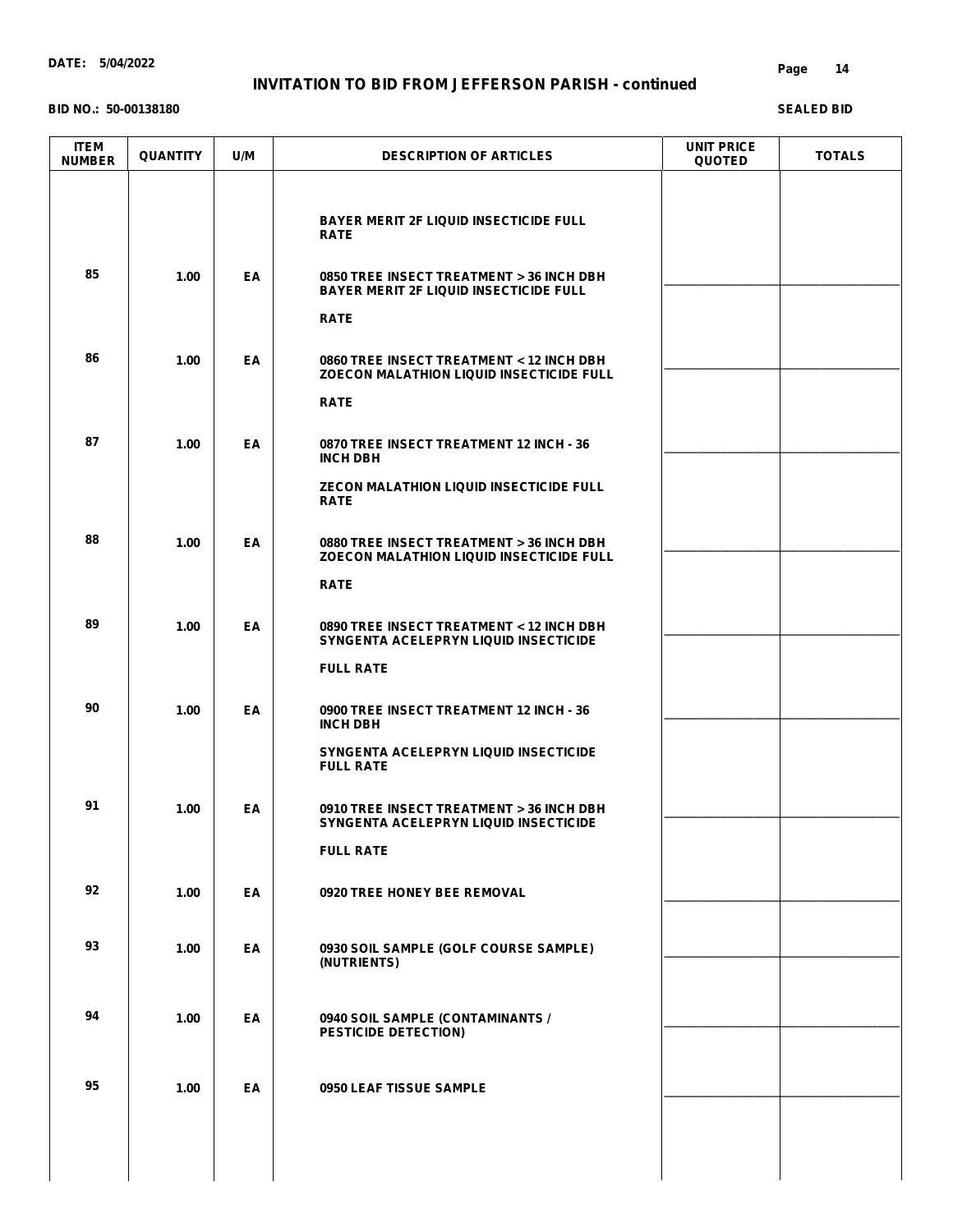**DATE: 5/04/2022**

## INVITATION TO BID FROM JEFFERSON PARISH - continued

**BID NO.: 50-00138180**

**SEALED BID**

| ITEM NUMBER | QUANTITY | U/M | DESCRIPTION OF ARTICLES | UNIT PRICE QUOTED | TOTALS |
|---|---|---|---|---|---|
| | | | BAYER MERIT 2F LIQUID INSECTICIDE FULL RATE | | |
| 85 | 1.00 | EA | 0850 TREE INSECT TREATMENT > 36 INCH DBH BAYER MERIT 2F LIQUID INSECTICIDE FULL RATE | ____________ | ____________ |
| 86 | 1.00 | EA | 0860 TREE INSECT TREATMENT < 12 INCH DBH ZOECON MALATHION LIQUID INSECTICIDE FULL RATE | ____________ | ____________ |
| 87 | 1.00 | EA | 0870 TREE INSECT TREATMENT 12 INCH - 36 INCH DBH ZECON MALATHION LIQUID INSECTICIDE FULL RATE | ____________ | ____________ |
| 88 | 1.00 | EA | 0880 TREE INSECT TREATMENT > 36 INCH DBH ZOECON MALATHION LIQUID INSECTICIDE FULL RATE | ____________ | ____________ |
| 89 | 1.00 | EA | 0890 TREE INSECT TREATMENT < 12 INCH DBH SYNGENTA ACELEPRYN LIQUID INSECTICIDE FULL RATE | ____________ | ____________ |
| 90 | 1.00 | EA | 0900 TREE INSECT TREATMENT 12 INCH - 36 INCH DBH SYNGENTA ACELEPRYN LIQUID INSECTICIDE FULL RATE | ____________ | ____________ |
| 91 | 1.00 | EA | 0910 TREE INSECT TREATMENT > 36 INCH DBH SYNGENTA ACELEPRYN LIQUID INSECTICIDE FULL RATE | ____________ | ____________ |
| 92 | 1.00 | EA | 0920 TREE HONEY BEE REMOVAL | ____________ | ____________ |
| 93 | 1.00 | EA | 0930 SOIL SAMPLE (GOLF COURSE SAMPLE) (NUTRIENTS) | ____________ | ____________ |
| 94 | 1.00 | EA | 0940 SOIL SAMPLE (CONTAMINANTS / PESTICIDE DETECTION) | ____________ | ____________ |
| 95 | 1.00 | EA | 0950 LEAF TISSUE SAMPLE | ____________ | ____________ |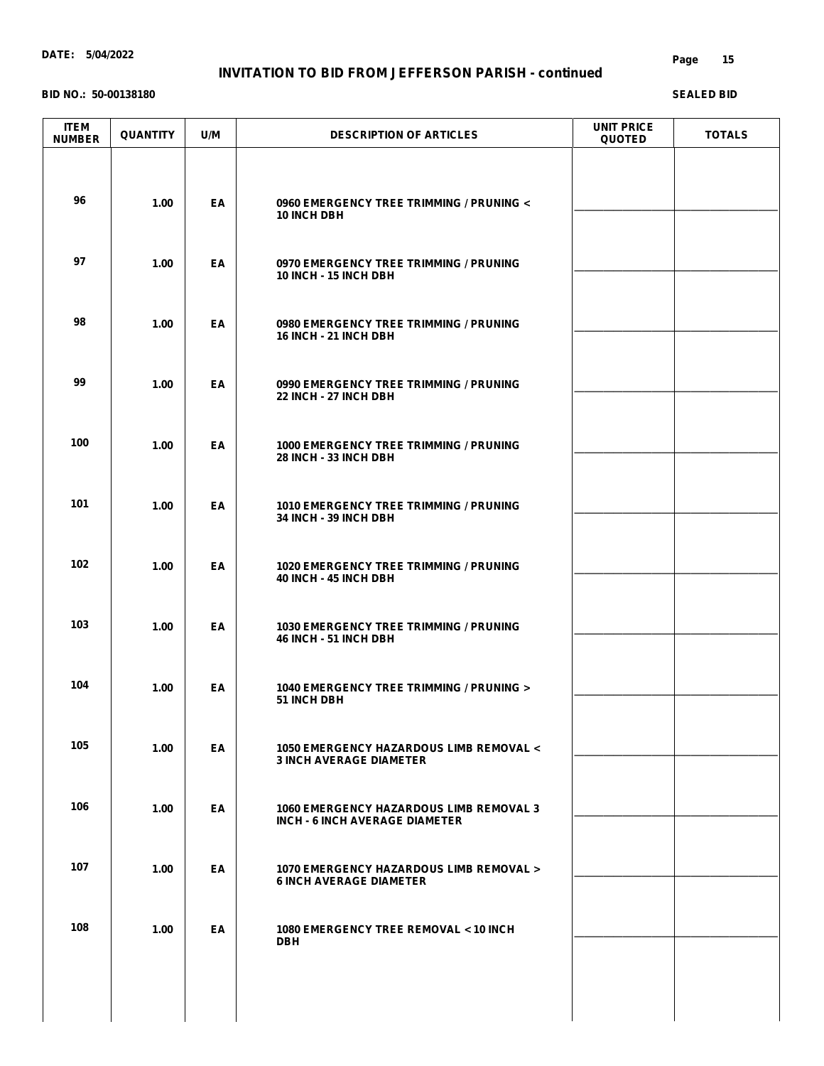**DATE: 5/04/2022**

## INVITATION TO BID FROM JEFFERSON PARISH - continued

**BID NO.: 50-00138180**

**SEALED BID**

| ITEM NUMBER | QUANTITY | U/M | DESCRIPTION OF ARTICLES | UNIT PRICE QUOTED | TOTALS |
|---|---|---|---|---|---|
| 96 | 1.00 | EA | 0960 EMERGENCY TREE TRIMMING / PRUNING < 10 INCH DBH | | |
| 97 | 1.00 | EA | 0970 EMERGENCY TREE TRIMMING / PRUNING 10 INCH - 15 INCH DBH | | |
| 98 | 1.00 | EA | 0980 EMERGENCY TREE TRIMMING / PRUNING 16 INCH - 21 INCH DBH | | |
| 99 | 1.00 | EA | 0990 EMERGENCY TREE TRIMMING / PRUNING 22 INCH - 27 INCH DBH | | |
| 100 | 1.00 | EA | 1000 EMERGENCY TREE TRIMMING / PRUNING 28 INCH - 33 INCH DBH | | |
| 101 | 1.00 | EA | 1010 EMERGENCY TREE TRIMMING / PRUNING 34 INCH - 39 INCH DBH | | |
| 102 | 1.00 | EA | 1020 EMERGENCY TREE TRIMMING / PRUNING 40 INCH - 45 INCH DBH | | |
| 103 | 1.00 | EA | 1030 EMERGENCY TREE TRIMMING / PRUNING 46 INCH - 51 INCH DBH | | |
| 104 | 1.00 | EA | 1040 EMERGENCY TREE TRIMMING / PRUNING > 51 INCH DBH | | |
| 105 | 1.00 | EA | 1050 EMERGENCY HAZARDOUS LIMB REMOVAL < 3 INCH AVERAGE DIAMETER | | |
| 106 | 1.00 | EA | 1060 EMERGENCY HAZARDOUS LIMB REMOVAL 3 INCH - 6 INCH AVERAGE DIAMETER | | |
| 107 | 1.00 | EA | 1070 EMERGENCY HAZARDOUS LIMB REMOVAL > 6 INCH AVERAGE DIAMETER | | |
| 108 | 1.00 | EA | 1080 EMERGENCY TREE REMOVAL < 10 INCH DBH | | |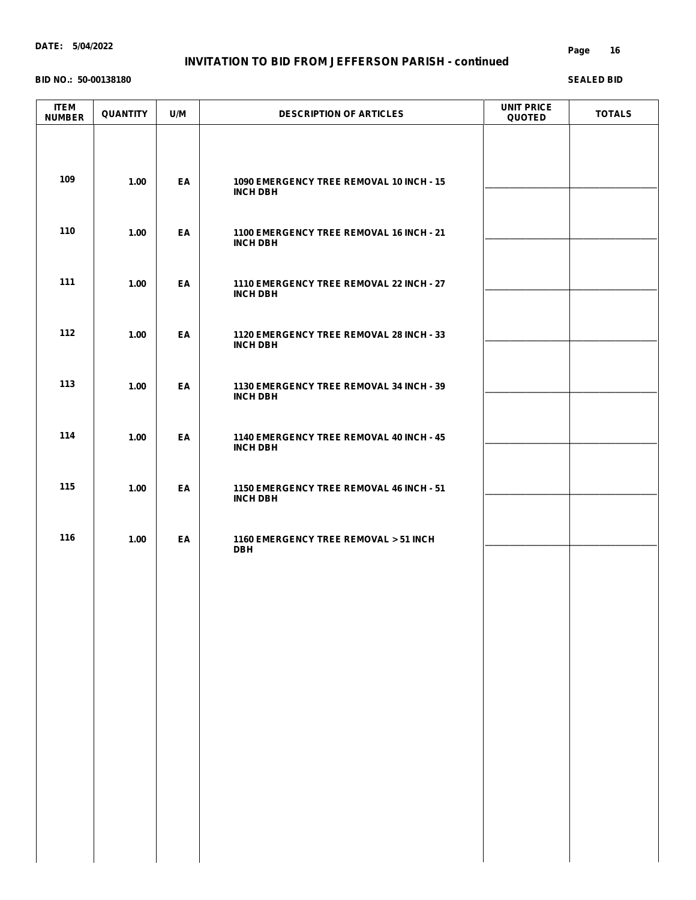**DATE: 5/04/2022**

# INVITATION TO BID FROM JEFFERSON PARISH - continued

**BID NO.: 50-00138180**

**SEALED BID**

| ITEM NUMBER | QUANTITY | U/M | DESCRIPTION OF ARTICLES | UNIT PRICE QUOTED | TOTALS |
|---|---|---|---|---|---|
| 109 | 1.00 | EA | 1090 EMERGENCY TREE REMOVAL 10 INCH - 15 INCH DBH | ________ | ________ |
| 110 | 1.00 | EA | 1100 EMERGENCY TREE REMOVAL 16 INCH - 21 INCH DBH | ________ | ________ |
| 111 | 1.00 | EA | 1110 EMERGENCY TREE REMOVAL 22 INCH - 27 INCH DBH | ________ | ________ |
| 112 | 1.00 | EA | 1120 EMERGENCY TREE REMOVAL 28 INCH - 33 INCH DBH | ________ | ________ |
| 113 | 1.00 | EA | 1130 EMERGENCY TREE REMOVAL 34 INCH - 39 INCH DBH | ________ | ________ |
| 114 | 1.00 | EA | 1140 EMERGENCY TREE REMOVAL 40 INCH - 45 INCH DBH | ________ | ________ |
| 115 | 1.00 | EA | 1150 EMERGENCY TREE REMOVAL 46 INCH - 51 INCH DBH | ________ | ________ |
| 116 | 1.00 | EA | 1160 EMERGENCY TREE REMOVAL > 51 INCH DBH | ________ | ________ |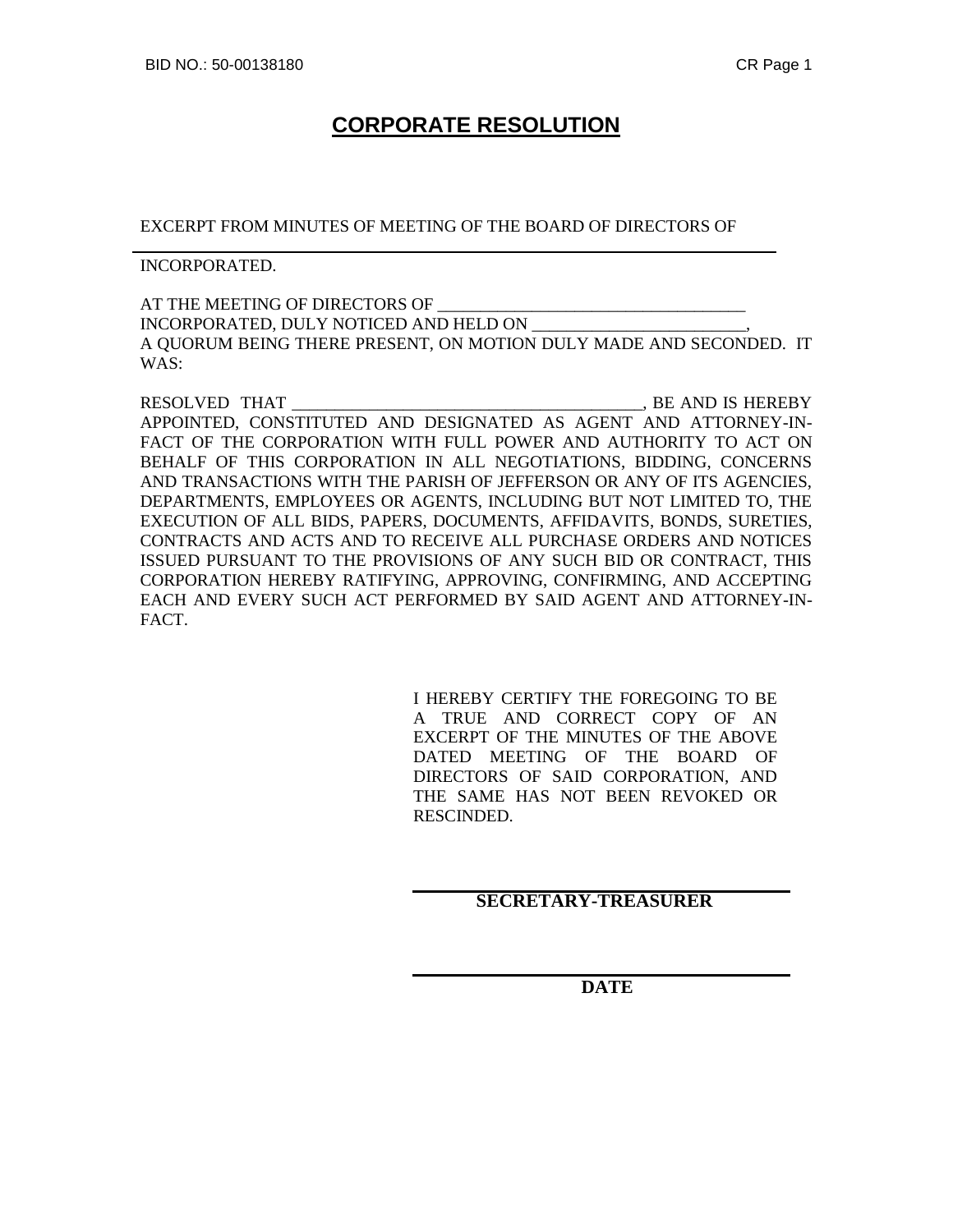# CORPORATE RESOLUTION

EXCERPT FROM MINUTES OF MEETING OF THE BOARD OF DIRECTORS OF

___________________________________________________________________

INCORPORATED.

AT THE MEETING OF DIRECTORS OF ____________________________________ INCORPORATED, DULY NOTICED AND HELD ON ________________________, A QUORUM BEING THERE PRESENT, ON MOTION DULY MADE AND SECONDED. IT WAS:

RESOLVED THAT _________________________________________, BE AND IS HEREBY APPOINTED, CONSTITUTED AND DESIGNATED AS AGENT AND ATTORNEY-IN-FACT OF THE CORPORATION WITH FULL POWER AND AUTHORITY TO ACT ON BEHALF OF THIS CORPORATION IN ALL NEGOTIATIONS, BIDDING, CONCERNS AND TRANSACTIONS WITH THE PARISH OF JEFFERSON OR ANY OF ITS AGENCIES, DEPARTMENTS, EMPLOYEES OR AGENTS, INCLUDING BUT NOT LIMITED TO, THE EXECUTION OF ALL BIDS, PAPERS, DOCUMENTS, AFFIDAVITS, BONDS, SURETIES, CONTRACTS AND ACTS AND TO RECEIVE ALL PURCHASE ORDERS AND NOTICES ISSUED PURSUANT TO THE PROVISIONS OF ANY SUCH BID OR CONTRACT, THIS CORPORATION HEREBY RATIFYING, APPROVING, CONFIRMING, AND ACCEPTING EACH AND EVERY SUCH ACT PERFORMED BY SAID AGENT AND ATTORNEY-IN-FACT.

I HEREBY CERTIFY THE FOREGOING TO BE A TRUE AND CORRECT COPY OF AN EXCERPT OF THE MINUTES OF THE ABOVE DATED MEETING OF THE BOARD OF DIRECTORS OF SAID CORPORATION, AND THE SAME HAS NOT BEEN REVOKED OR RESCINDED.

___________________________________

**SECRETARY-TREASURER**

___________________________________

**DATE**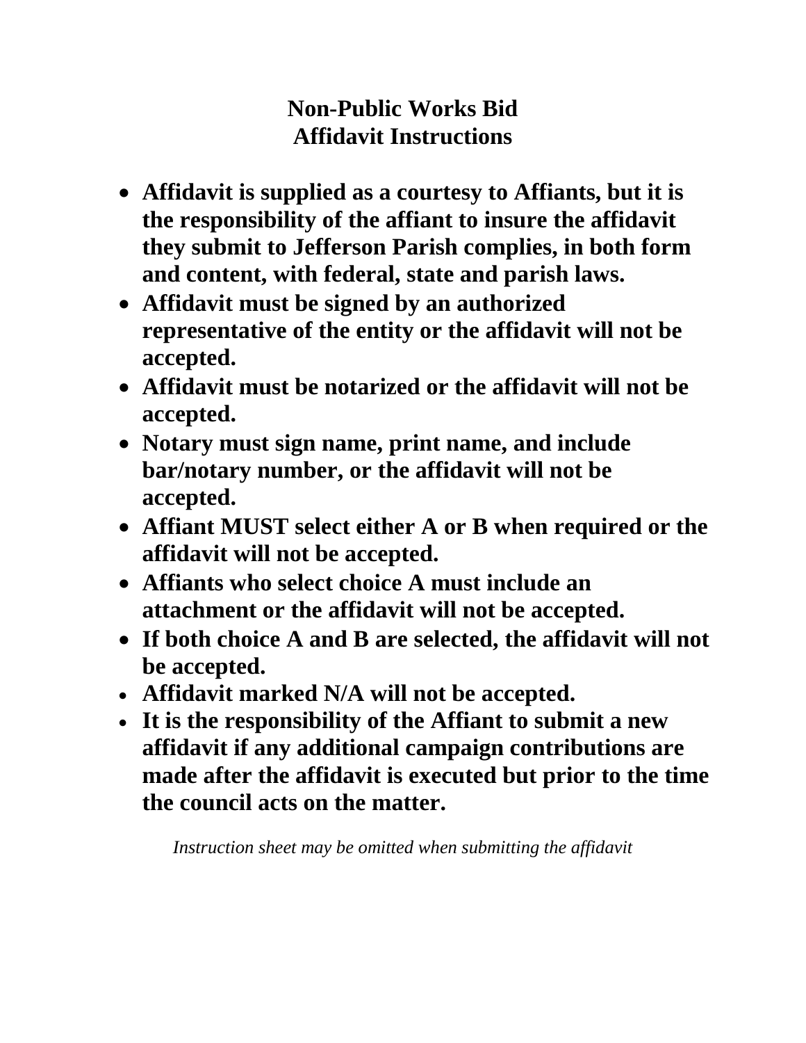# Non-Public Works Bid
# Affidavit Instructions

- **Affidavit is supplied as a courtesy to Affiants, but it is the responsibility of the affiant to insure the affidavit they submit to Jefferson Parish complies, in both form and content, with federal, state and parish laws.**
- **Affidavit must be signed by an authorized representative of the entity or the affidavit will not be accepted.**
- **Affidavit must be notarized or the affidavit will not be accepted.**
- **Notary must sign name, print name, and include bar/notary number, or the affidavit will not be accepted.**
- **Affiant MUST select either A or B when required or the affidavit will not be accepted.**
- **Affiants who select choice A must include an attachment or the affidavit will not be accepted.**
- **If both choice A and B are selected, the affidavit will not be accepted.**
- **Affidavit marked N/A will not be accepted.**
- **It is the responsibility of the Affiant to submit a new affidavit if any additional campaign contributions are made after the affidavit is executed but prior to the time the council acts on the matter.**

*Instruction sheet may be omitted when submitting the affidavit*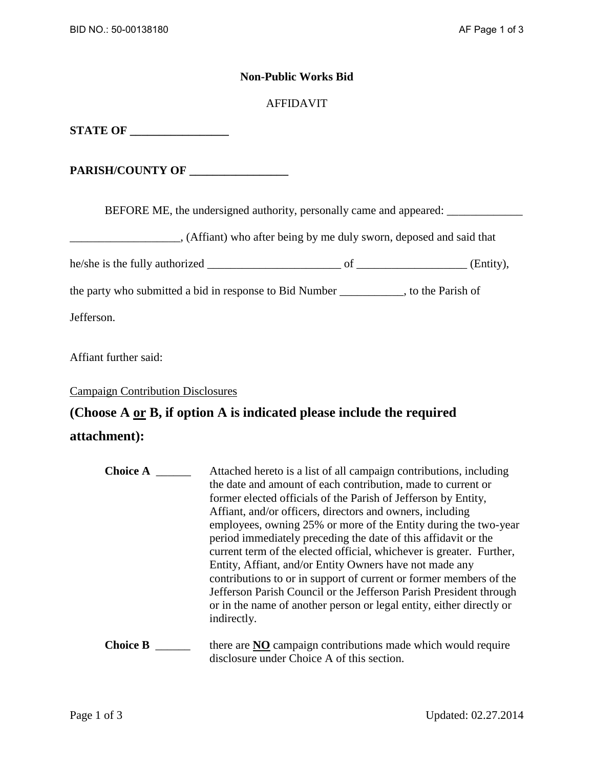**Non-Public Works Bid**

AFFIDAVIT

**STATE OF _________________**

**PARISH/COUNTY OF _________________**

BEFORE ME, the undersigned authority, personally came and appeared: _____________ ___________________, (Affiant) who after being by me duly sworn, deposed and said that he/she is the fully authorized _______________________ of ___________________ (Entity), the party who submitted a bid in response to Bid Number ___________, to the Parish of Jefferson.

Affiant further said:

Campaign Contribution Disclosures

## (Choose A or B, if option A is indicated please include the required attachment):

**Choice A** ______ Attached hereto is a list of all campaign contributions, including the date and amount of each contribution, made to current or former elected officials of the Parish of Jefferson by Entity, Affiant, and/or officers, directors and owners, including employees, owning 25% or more of the Entity during the two-year period immediately preceding the date of this affidavit or the current term of the elected official, whichever is greater. Further, Entity, Affiant, and/or Entity Owners have not made any contributions to or in support of current or former members of the Jefferson Parish Council or the Jefferson Parish President through or in the name of another person or legal entity, either directly or indirectly.

**Choice B** ______ there are **NO** campaign contributions made which would require disclosure under Choice A of this section.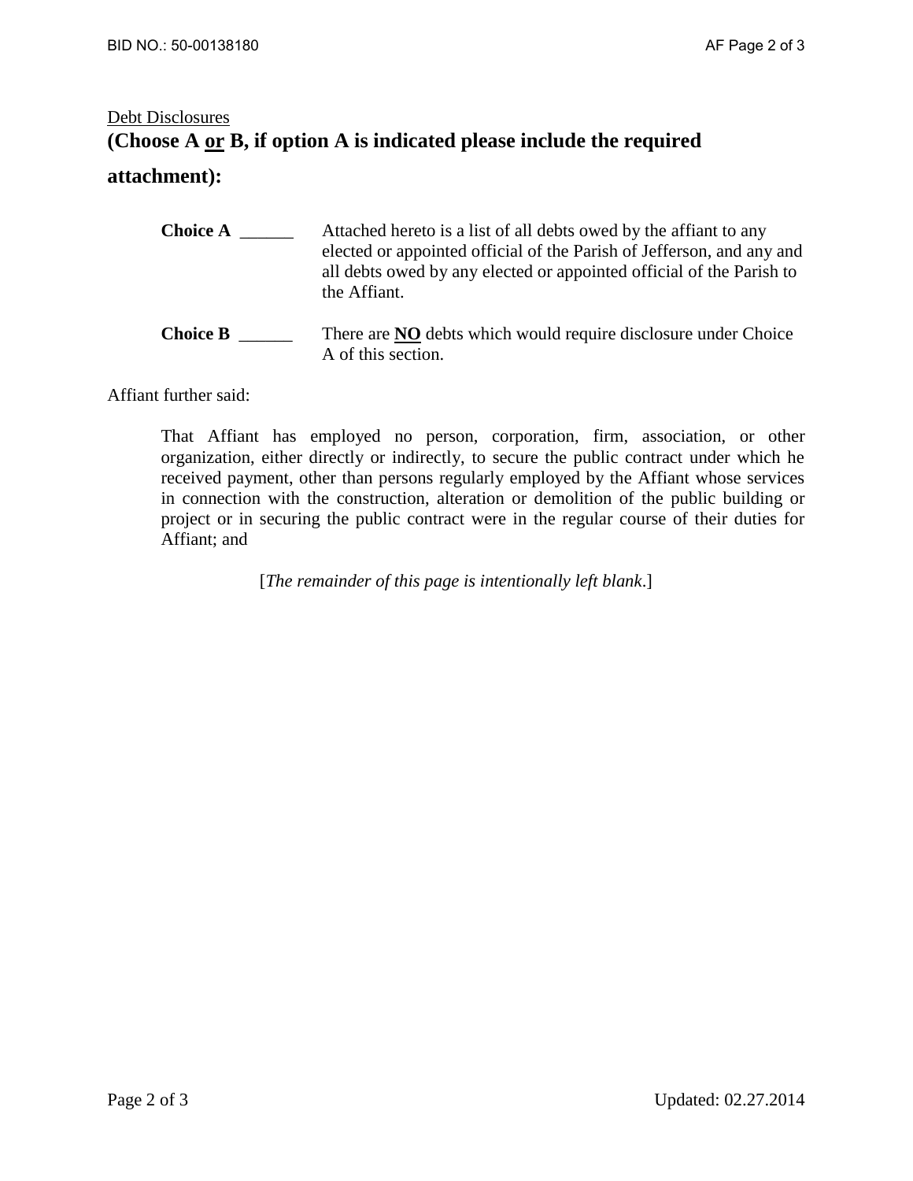Debt Disclosures

**(Choose A or B, if option A is indicated please include the required attachment):**

**Choice A** ______ Attached hereto is a list of all debts owed by the affiant to any elected or appointed official of the Parish of Jefferson, and any and all debts owed by any elected or appointed official of the Parish to the Affiant.

**Choice B** ______ There are **NO** debts which would require disclosure under Choice A of this section.

Affiant further said:

That Affiant has employed no person, corporation, firm, association, or other organization, either directly or indirectly, to secure the public contract under which he received payment, other than persons regularly employed by the Affiant whose services in connection with the construction, alteration or demolition of the public building or project or in securing the public contract were in the regular course of their duties for Affiant; and

[*The remainder of this page is intentionally left blank*.]

Updated: 02.27.2014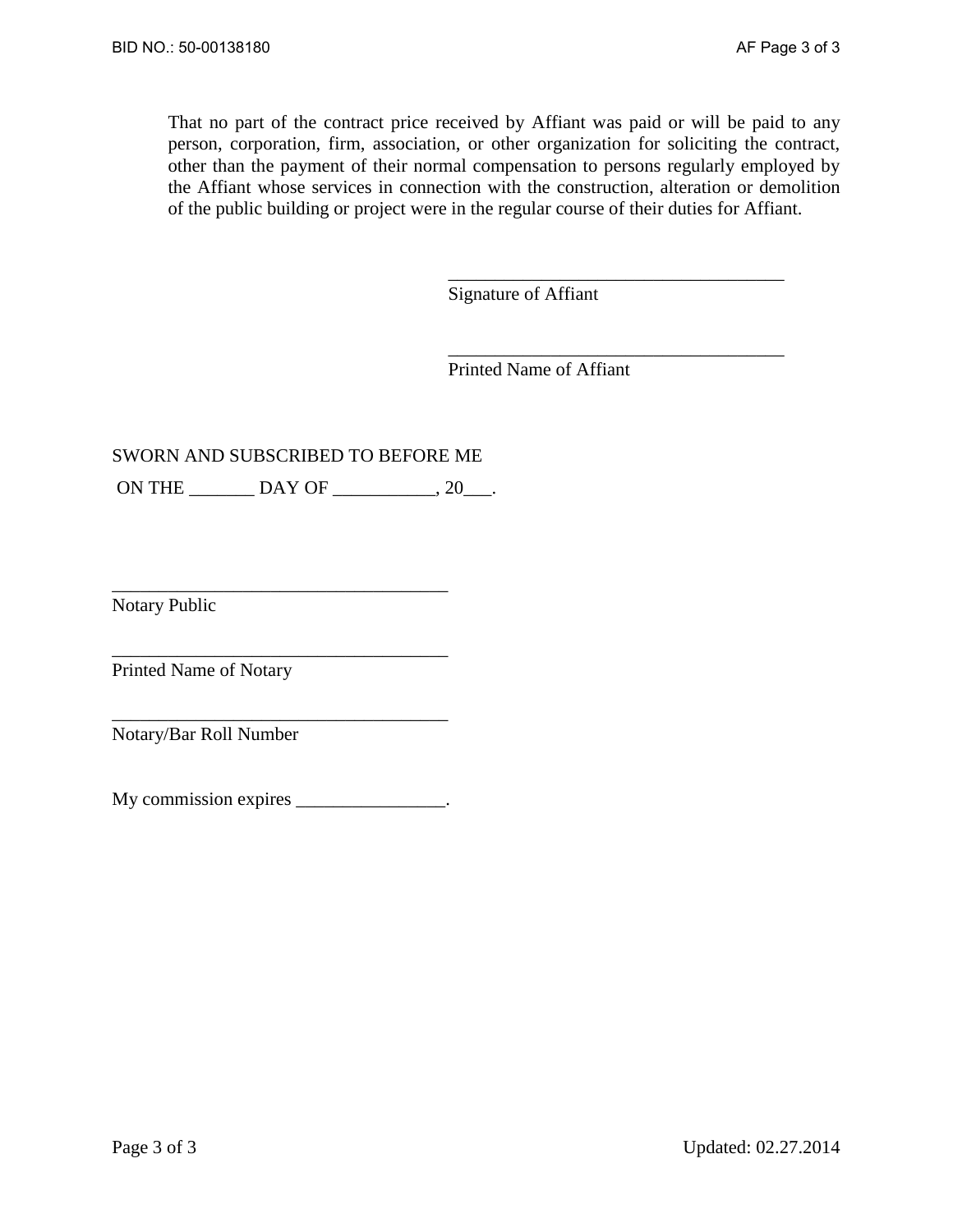That no part of the contract price received by Affiant was paid or will be paid to any person, corporation, firm, association, or other organization for soliciting the contract, other than the payment of their normal compensation to persons regularly employed by the Affiant whose services in connection with the construction, alteration or demolition of the public building or project were in the regular course of their duties for Affiant.

_____________________________________
Signature of Affiant

_____________________________________
Printed Name of Affiant

SWORN AND SUBSCRIBED TO BEFORE ME

ON THE _______ DAY OF ___________, 20___.

_____________________________________
Notary Public

_____________________________________
Printed Name of Notary

_____________________________________
Notary/Bar Roll Number

My commission expires ________________.

Updated: 02.27.2014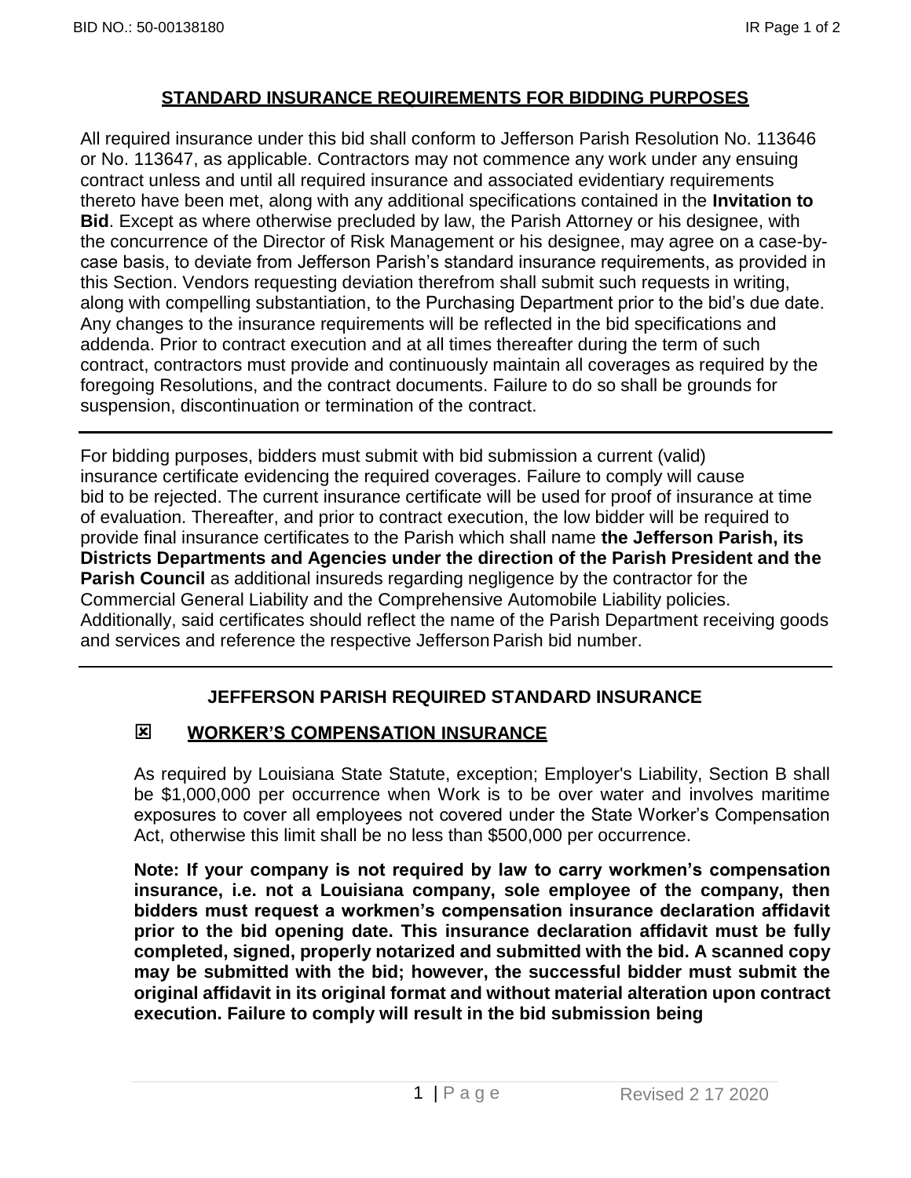## STANDARD INSURANCE REQUIREMENTS FOR BIDDING PURPOSES

All required insurance under this bid shall conform to Jefferson Parish Resolution No. 113646 or No. 113647, as applicable. Contractors may not commence any work under any ensuing contract unless and until all required insurance and associated evidentiary requirements thereto have been met, along with any additional specifications contained in the **Invitation to Bid**. Except as where otherwise precluded by law, the Parish Attorney or his designee, with the concurrence of the Director of Risk Management or his designee, may agree on a case-by-case basis, to deviate from Jefferson Parish's standard insurance requirements, as provided in this Section. Vendors requesting deviation therefrom shall submit such requests in writing, along with compelling substantiation, to the Purchasing Department prior to the bid's due date. Any changes to the insurance requirements will be reflected in the bid specifications and addenda. Prior to contract execution and at all times thereafter during the term of such contract, contractors must provide and continuously maintain all coverages as required by the foregoing Resolutions, and the contract documents. Failure to do so shall be grounds for suspension, discontinuation or termination of the contract.

---

For bidding purposes, bidders must submit with bid submission a current (valid) insurance certificate evidencing the required coverages. Failure to comply will cause bid to be rejected. The current insurance certificate will be used for proof of insurance at time of evaluation. Thereafter, and prior to contract execution, the low bidder will be required to provide final insurance certificates to the Parish which shall name **the Jefferson Parish, its Districts Departments and Agencies under the direction of the Parish President and the Parish Council** as additional insureds regarding negligence by the contractor for the Commercial General Liability and the Comprehensive Automobile Liability policies. Additionally, said certificates should reflect the name of the Parish Department receiving goods and services and reference the respective Jefferson Parish bid number.

---

### JEFFERSON PARISH REQUIRED STANDARD INSURANCE

☒ **WORKER'S COMPENSATION INSURANCE**

As required by Louisiana State Statute, exception; Employer's Liability, Section B shall be $1,000,000 per occurrence when Work is to be over water and involves maritime exposures to cover all employees not covered under the State Worker's Compensation Act, otherwise this limit shall be no less than $500,000 per occurrence.

**Note: If your company is not required by law to carry workmen's compensation insurance, i.e. not a Louisiana company, sole employee of the company, then bidders must request a workmen's compensation insurance declaration affidavit prior to the bid opening date. This insurance declaration affidavit must be fully completed, signed, properly notarized and submitted with the bid. A scanned copy may be submitted with the bid; however, the successful bidder must submit the original affidavit in its original format and without material alteration upon contract execution. Failure to comply will result in the bid submission being**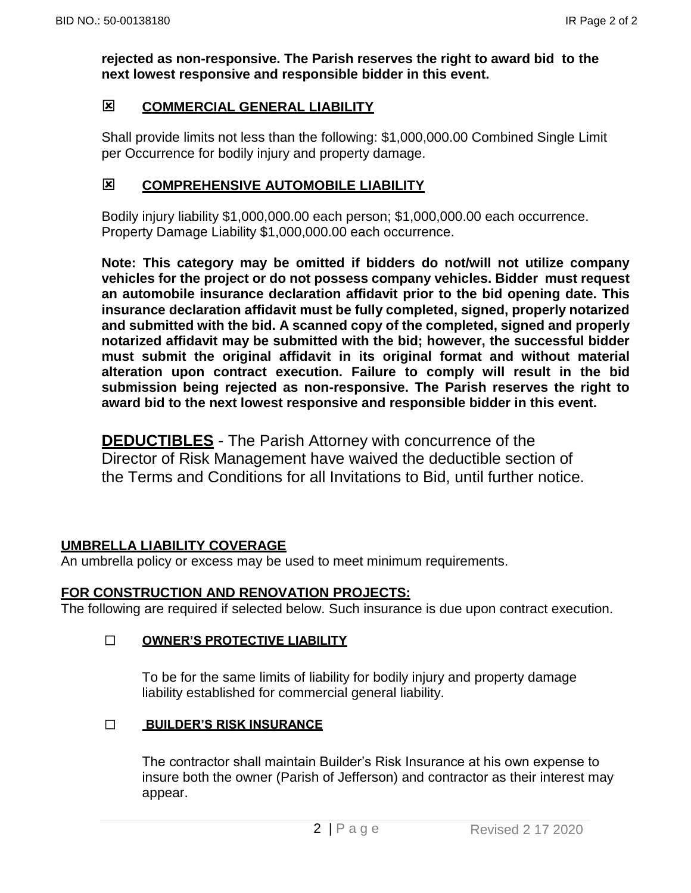**rejected as non-responsive. The Parish reserves the right to award bid to the next lowest responsive and responsible bidder in this event.**

☒ **COMMERCIAL GENERAL LIABILITY**

Shall provide limits not less than the following: $1,000,000.00 Combined Single Limit per Occurrence for bodily injury and property damage.

☒ **COMPREHENSIVE AUTOMOBILE LIABILITY**

Bodily injury liability $1,000,000.00 each person; $1,000,000.00 each occurrence. Property Damage Liability $1,000,000.00 each occurrence.

**Note: This category may be omitted if bidders do not/will not utilize company vehicles for the project or do not possess company vehicles. Bidder must request an automobile insurance declaration affidavit prior to the bid opening date. This insurance declaration affidavit must be fully completed, signed, properly notarized and submitted with the bid. A scanned copy of the completed, signed and properly notarized affidavit may be submitted with the bid; however, the successful bidder must submit the original affidavit in its original format and without material alteration upon contract execution. Failure to comply will result in the bid submission being rejected as non-responsive. The Parish reserves the right to award bid to the next lowest responsive and responsible bidder in this event.**

**DEDUCTIBLES** - The Parish Attorney with concurrence of the Director of Risk Management have waived the deductible section of the Terms and Conditions for all Invitations to Bid, until further notice.

**UMBRELLA LIABILITY COVERAGE**

An umbrella policy or excess may be used to meet minimum requirements.

**FOR CONSTRUCTION AND RENOVATION PROJECTS:**

The following are required if selected below. Such insurance is due upon contract execution.

☐ **OWNER'S PROTECTIVE LIABILITY**

To be for the same limits of liability for bodily injury and property damage liability established for commercial general liability.

☐ **BUILDER'S RISK INSURANCE**

The contractor shall maintain Builder's Risk Insurance at his own expense to insure both the owner (Parish of Jefferson) and contractor as their interest may appear.